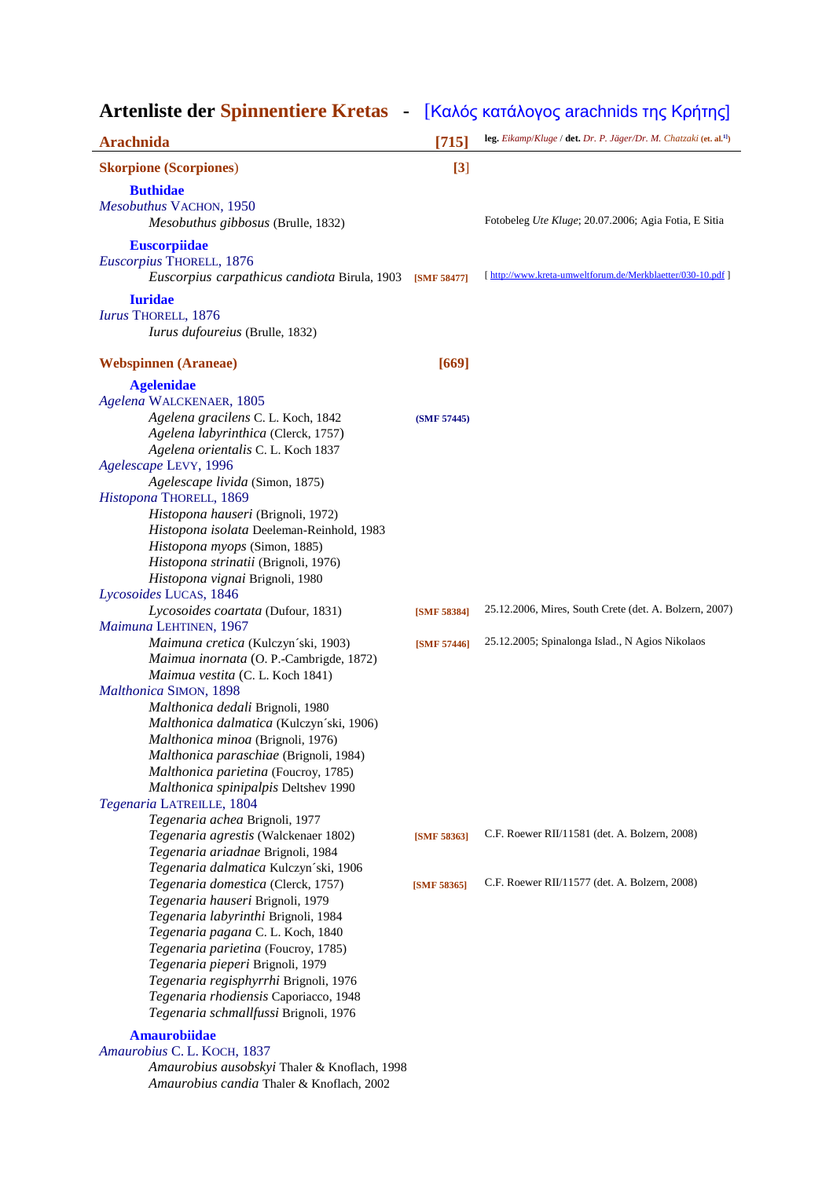# Artenliste der Spinnentiere Kretas - [Καλός κατάλογος arachnids της Κρήτης]

**Arachnida** **[715]** **leg.** *Eikamp/Kluge* / **det.** *Dr. P. Jäger/Dr. M. Chatzaki* (et. al.[1])

## Skorpione (Scorpiones) [3]

### Buthidae

*Mesobuthus* VACHON, 1950

- *Mesobuthus gibbosus* (Brulle, 1832) — Fotobeleg *Ute Kluge*; 20.07.2006; Agia Fotia, E Sitia

### Euscorpiidae

*Euscorpius* THORELL, 1876

- *Euscorpius carpathicus candiota* Birula, 1903 [SMF 58477] — [ http://www.kreta-umweltforum.de/Merkblaetter/030-10.pdf ]

### Iuridae

*Iurus* THORELL, 1876

- *Iurus dufoureius* (Brulle, 1832)

## Webspinnen (Araneae) [669]

### Agelenidae

*Agelena* WALCKENAER, 1805

- *Agelena gracilens* C. L. Koch, 1842 (SMF 57445)
- *Agelena labyrinthica* (Clerck, 1757)
- *Agelena orientalis* C. L. Koch 1837

*Agelescape* LEVY, 1996

- *Agelescape livida* (Simon, 1875)

*Histopona* THORELL, 1869

- *Histopona hauseri* (Brignoli, 1972)
- *Histopona isolata* Deeleman-Reinhold, 1983
- *Histopona myops* (Simon, 1885)
- *Histopona strinatii* (Brignoli, 1976)
- *Histopona vignai* Brignoli, 1980

*Lycosoides* LUCAS, 1846

- *Lycosoides coartata* (Dufour, 1831) [SMF 58384] — 25.12.2006, Mires, South Crete (det. A. Bolzern, 2007)

*Maimuna* LEHTINEN, 1967

- *Maimuna cretica* (Kulczyn´ski, 1903) [SMF 57446] — 25.12.2005; Spinalonga Islad., N Agios Nikolaos
- *Maimua inornata* (O. P.-Cambrigde, 1872)
- *Maimua vestita* (C. L. Koch 1841)

*Malthonica* SIMON, 1898

- *Malthonica dedali* Brignoli, 1980
- *Malthonica dalmatica* (Kulczyn´ski, 1906)
- *Malthonica minoa* (Brignoli, 1976)
- *Malthonica paraschiae* (Brignoli, 1984)
- *Malthonica parietina* (Foucroy, 1785)
- *Malthonica spinipalpis* Deltshev 1990

*Tegenaria* LATREILLE, 1804

- *Tegenaria achea* Brignoli, 1977
- *Tegenaria agrestis* (Walckenaer 1802) [SMF 58363] — C.F. Roewer RII/11581 (det. A. Bolzern, 2008)
- *Tegenaria ariadnae* Brignoli, 1984
- *Tegenaria dalmatica* Kulczyn´ski, 1906
- *Tegenaria domestica* (Clerck, 1757) [SMF 58365] — C.F. Roewer RII/11577 (det. A. Bolzern, 2008)
- *Tegenaria hauseri* Brignoli, 1979
- *Tegenaria labyrinthi* Brignoli, 1984
- *Tegenaria pagana* C. L. Koch, 1840
- *Tegenaria parietina* (Foucroy, 1785)
- *Tegenaria pieperi* Brignoli, 1979
- *Tegenaria regisphyrrhi* Brignoli, 1976
- *Tegenaria rhodiensis* Caporiacco, 1948
- *Tegenaria schmallfussi* Brignoli, 1976

### Amaurobiidae

*Amaurobius* C. L. KOCH, 1837

- *Amaurobius ausobskyi* Thaler & Knoflach, 1998
- *Amaurobius candia* Thaler & Knoflach, 2002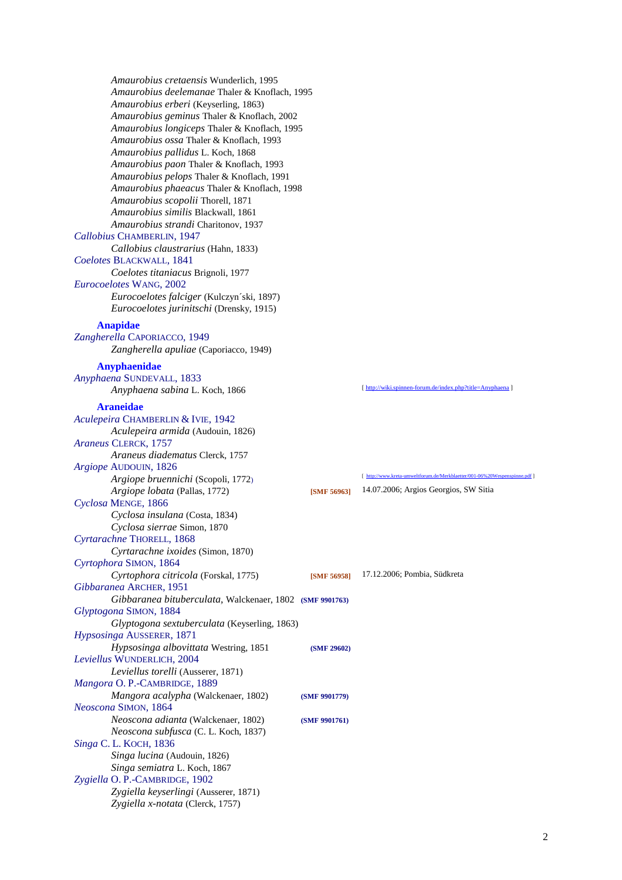*Amaurobius cretaensis* Wunderlich, 1995
*Amaurobius deelemanae* Thaler & Knoflach, 1995
*Amaurobius erberi* (Keyserling, 1863)
*Amaurobius geminus* Thaler & Knoflach, 2002
*Amaurobius longiceps* Thaler & Knoflach, 1995
*Amaurobius ossa* Thaler & Knoflach, 1993
*Amaurobius pallidus* L. Koch, 1868
*Amaurobius paon* Thaler & Knoflach, 1993
*Amaurobius pelops* Thaler & Knoflach, 1991
*Amaurobius phaeacus* Thaler & Knoflach, 1998
*Amaurobius scopolii* Thorell, 1871
*Amaurobius similis* Blackwall, 1861
*Amaurobius strandi* Charitonov, 1937

*Callobius* CHAMBERLIN, 1947
*Callobius claustrarius* (Hahn, 1833)

*Coelotes* BLACKWALL, 1841
*Coelotes titaniacus* Brignoli, 1977

*Eurocoelotes* WANG, 2002
*Eurocoelotes falciger* (Kulczyn´ski, 1897)
*Eurocoelotes jurinitschi* (Drensky, 1915)

**Anapidae**

*Zangherella* CAPORIACCO, 1949
*Zangherella apuliae* (Caporiacco, 1949)

**Anyphaenidae**

*Anyphaena* SUNDEVALL, 1833
*Anyphaena sabina* L. Koch, 1866 [ http://wiki.spinnen-forum.de/index.php?title=Anyphaena ]

**Araneidae**

*Aculepeira* CHAMBERLIN & IVIE, 1942
*Aculepeira armida* (Audouin, 1826)

*Araneus* CLERCK, 1757
*Araneus diadematus* Clerck, 1757

*Argiope* AUDOUIN, 1826
*Argiope bruennichi* (Scopoli, 1772) [ http://www.kreta-umweltforum.de/Merkblaetter/001-06%20Wespenspinne.pdf ]
*Argiope lobata* (Pallas, 1772) **[SMF 56963]** 14.07.2006; Argios Georgios, SW Sitia

*Cyclosa* MENGE, 1866
*Cyclosa insulana* (Costa, 1834)
*Cyclosa sierrae* Simon, 1870

*Cyrtarachne* THORELL, 1868
*Cyrtarachne ixoides* (Simon, 1870)

*Cyrtophora* SIMON, 1864
*Cyrtophora citricola* (Forskal, 1775) **[SMF 56958]** 17.12.2006; Pombia, Südkreta

*Gibbaranea* ARCHER, 1951
*Gibbaranea bituberculata*, Walckenaer, 1802 **(SMF 9901763)**

*Glyptogona* SIMON, 1884
*Glyptogona sextuberculata* (Keyserling, 1863)

*Hypsosinga* AUSSERER, 1871
*Hypsosinga albovittata* Westring, 1851 **(SMF 29602)**

*Leviellus* WUNDERLICH, 2004
*Leviellus torelli* (Ausserer, 1871)

*Mangora* O. P.-CAMBRIDGE, 1889
*Mangora acalypha* (Walckenaer, 1802) **(SMF 9901779)**

*Neoscona* SIMON, 1864
*Neoscona adianta* (Walckenaer, 1802) **(SMF 9901761)**
*Neoscona subfusca* (C. L. Koch, 1837)

*Singa* C. L. KOCH, 1836
*Singa lucina* (Audouin, 1826)
*Singa semiatra* L. Koch, 1867

*Zygiella* O. P.-CAMBRIDGE, 1902
*Zygiella keyserlingi* (Ausserer, 1871)
*Zygiella x-notata* (Clerck, 1757)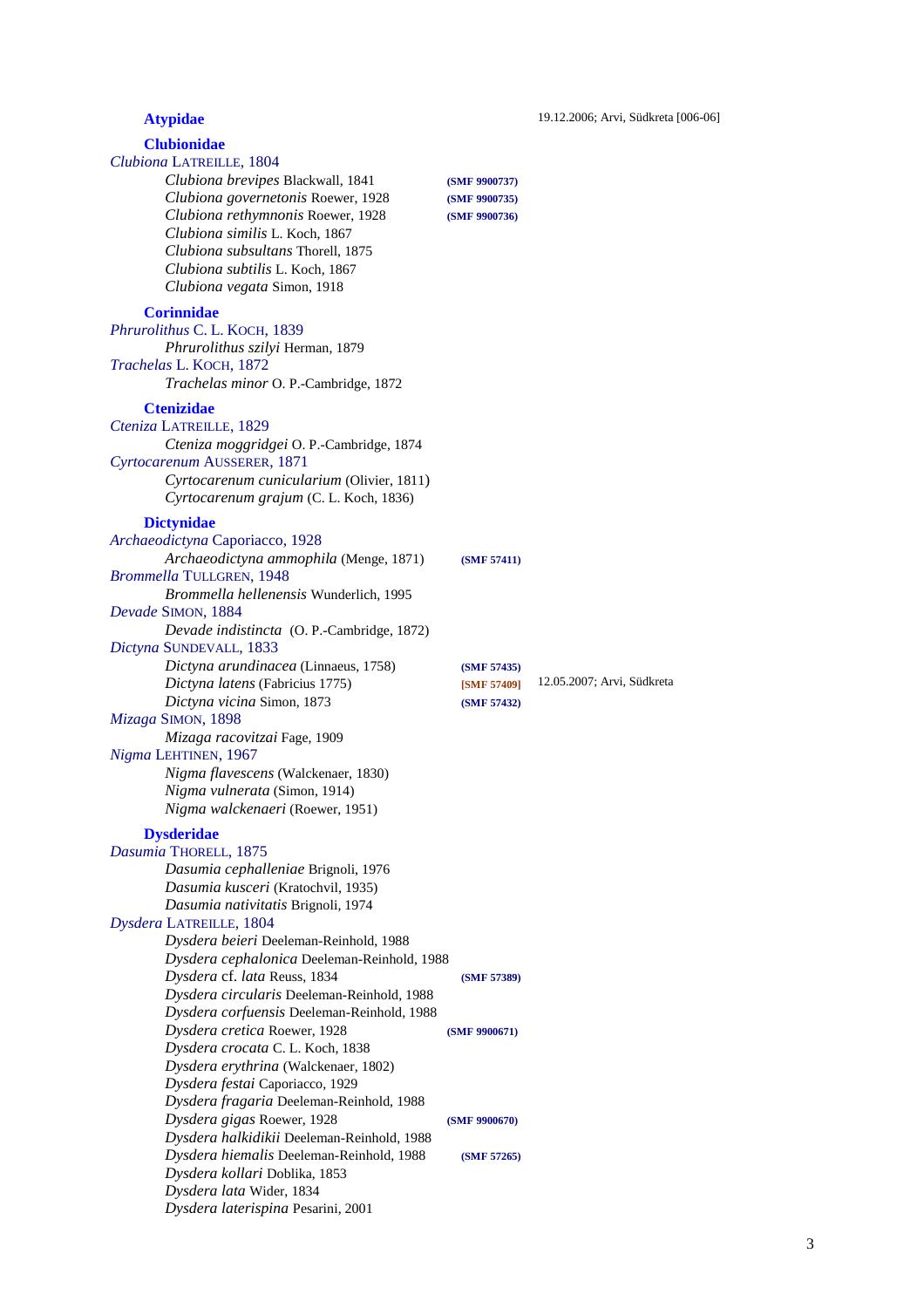**Atypidae** 19.12.2006; Arvi, Südkreta [006-06]

**Clubionidae**

*Clubiona* LATREILLE, 1804

- *Clubiona brevipes* Blackwall, 1841 **(SMF 9900737)**
- *Clubiona governetonis* Roewer, 1928 **(SMF 9900735)**
- *Clubiona rethymnonis* Roewer, 1928 **(SMF 9900736)**
- *Clubiona similis* L. Koch, 1867
- *Clubiona subsultans* Thorell, 1875
- *Clubiona subtilis* L. Koch, 1867
- *Clubiona vegata* Simon, 1918

**Corinnidae**

*Phrurolithus* C. L. KOCH, 1839

- *Phrurolithus szilyi* Herman, 1879

*Trachelas* L. KOCH, 1872

- *Trachelas minor* O. P.-Cambridge, 1872

**Ctenizidae**

*Cteniza* LATREILLE, 1829

- *Cteniza moggridgei* O. P.-Cambridge, 1874

*Cyrtocarenum* AUSSERER, 1871

- *Cyrtocarenum cunicularium* (Olivier, 1811)
- *Cyrtocarenum grajum* (C. L. Koch, 1836)

**Dictynidae**

*Archaeodictyna* Caporiacco, 1928

- *Archaeodictyna ammophila* (Menge, 1871) **(SMF 57411)**

*Brommella* TULLGREN, 1948

- *Brommella hellenensis* Wunderlich, 1995

*Devade* SIMON, 1884

- *Devade indistincta* (O. P.-Cambridge, 1872)

*Dictyna* SUNDEVALL, 1833

- *Dictyna arundinacea* (Linnaeus, 1758) **(SMF 57435)**
- *Dictyna latens* (Fabricius 1775) **[SMF 57409]** 12.05.2007; Arvi, Südkreta
- *Dictyna vicina* Simon, 1873 **(SMF 57432)**

*Mizaga* SIMON, 1898

- *Mizaga racovitzai* Fage, 1909

*Nigma* LEHTINEN, 1967

- *Nigma flavescens* (Walckenaer, 1830)
- *Nigma vulnerata* (Simon, 1914)
- *Nigma walckenaeri* (Roewer, 1951)

**Dysderidae**

*Dasumia* THORELL, 1875

- *Dasumia cephalleniae* Brignoli, 1976
- *Dasumia kusceri* (Kratochvil, 1935)
- *Dasumia nativitatis* Brignoli, 1974

*Dysdera* LATREILLE, 1804

- *Dysdera beieri* Deeleman-Reinhold, 1988
- *Dysdera cephalonica* Deeleman-Reinhold, 1988
- *Dysdera* cf. *lata* Reuss, 1834 **(SMF 57389)**
- *Dysdera circularis* Deeleman-Reinhold, 1988
- *Dysdera corfuensis* Deeleman-Reinhold, 1988
- *Dysdera cretica* Roewer, 1928 **(SMF 9900671)**
- *Dysdera crocata* C. L. Koch, 1838
- *Dysdera erythrina* (Walckenaer, 1802)
- *Dysdera festai* Caporiacco, 1929
- *Dysdera fragaria* Deeleman-Reinhold, 1988
- *Dysdera gigas* Roewer, 1928 **(SMF 9900670)**
- *Dysdera halkidikii* Deeleman-Reinhold, 1988
- *Dysdera hiemalis* Deeleman-Reinhold, 1988 **(SMF 57265)**
- *Dysdera kollari* Doblika, 1853
- *Dysdera lata* Wider, 1834
- *Dysdera laterispina* Pesarini, 2001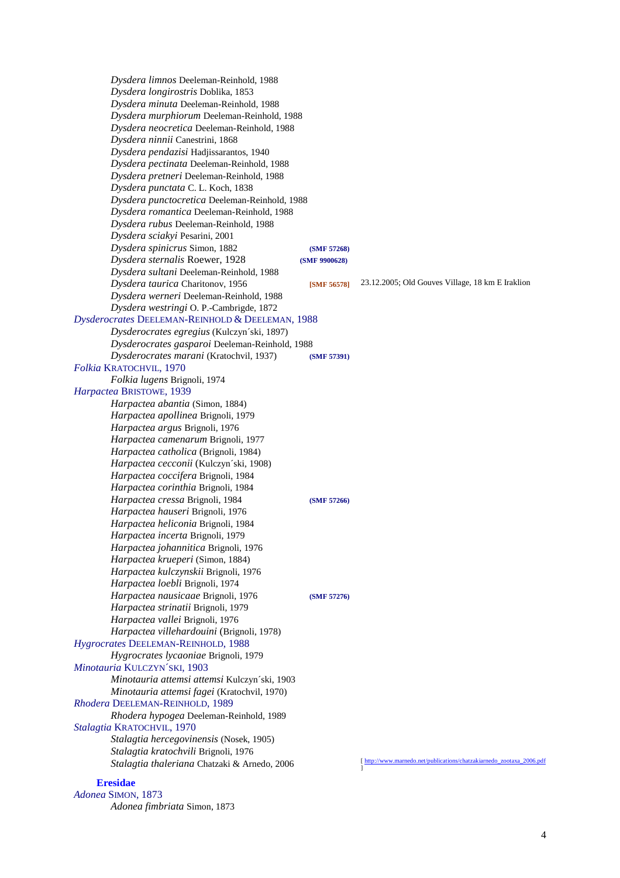*Dysdera limnos* Deeleman-Reinhold, 1988
*Dysdera longirostris* Doblika, 1853
*Dysdera minuta* Deeleman-Reinhold, 1988
*Dysdera murphiorum* Deeleman-Reinhold, 1988
*Dysdera neocretica* Deeleman-Reinhold, 1988
*Dysdera ninnii* Canestrini, 1868
*Dysdera pendazisi* Hadjissarantos, 1940
*Dysdera pectinata* Deeleman-Reinhold, 1988
*Dysdera pretneri* Deeleman-Reinhold, 1988
*Dysdera punctata* C. L. Koch, 1838
*Dysdera punctocretica* Deeleman-Reinhold, 1988
*Dysdera romantica* Deeleman-Reinhold, 1988
*Dysdera rubus* Deeleman-Reinhold, 1988
*Dysdera sciakyi* Pesarini, 2001
*Dysdera spinicrus* Simon, 1882 **(SMF 57268)**
*Dysdera sternalis* Roewer, 1928 **(SMF 9900628)**
*Dysdera sultani* Deeleman-Reinhold, 1988
*Dysdera taurica* Charitonov, 1956 **[SMF 56578]** 23.12.2005; Old Gouves Village, 18 km E Iraklion
*Dysdera werneri* Deeleman-Reinhold, 1988
*Dysdera westringi* O. P.-Cambrigde, 1872

*Dysderocrates* DEELEMAN-REINHOLD & DEELEMAN, 1988
*Dysderocrates egregius* (Kulczyn´ski, 1897)
*Dysderocrates gasparoi* Deeleman-Reinhold, 1988
*Dysderocrates marani* (Kratochvil, 1937) **(SMF 57391)**

*Folkia* KRATOCHVIL, 1970
*Folkia lugens* Brignoli, 1974

*Harpactea* BRISTOWE, 1939
*Harpactea abantia* (Simon, 1884)
*Harpactea apollinea* Brignoli, 1979
*Harpactea argus* Brignoli, 1976
*Harpactea camenarum* Brignoli, 1977
*Harpactea catholica* (Brignoli, 1984)
*Harpactea cecconii* (Kulczyn´ski, 1908)
*Harpactea coccifera* Brignoli, 1984
*Harpactea corinthia* Brignoli, 1984
*Harpactea cressa* Brignoli, 1984 **(SMF 57266)**
*Harpactea hauseri* Brignoli, 1976
*Harpactea heliconia* Brignoli, 1984
*Harpactea incerta* Brignoli, 1979
*Harpactea johannitica* Brignoli, 1976
*Harpactea krueperi* (Simon, 1884)
*Harpactea kulczynskii* Brignoli, 1976
*Harpactea loebli* Brignoli, 1974
*Harpactea nausicaae* Brignoli, 1976 **(SMF 57276)**
*Harpactea strinatii* Brignoli, 1979
*Harpactea vallei* Brignoli, 1976
*Harpactea villehardouini* (Brignoli, 1978)

*Hygrocrates* DEELEMAN-REINHOLD, 1988
*Hygrocrates lycaoniae* Brignoli, 1979

*Minotauria* KULCZYN´SKI, 1903
*Minotauria attemsi attemsi* Kulczyn´ski, 1903
*Minotauria attemsi fagei* (Kratochvil, 1970)

*Rhodera* DEELEMAN-REINHOLD, 1989
*Rhodera hypogea* Deeleman-Reinhold, 1989

*Stalagtia* KRATOCHVIL, 1970
*Stalagtia hercegovinensis* (Nosek, 1905)
*Stalagtia kratochvili* Brignoli, 1976
*Stalagtia thaleriana* Chatzaki & Arnedo, 2006 [ http://www.marnedo.net/publications/chatzakiarnedo_zootaxa_2006.pdf ]

**Eresidae**

*Adonea* SIMON, 1873
*Adonea fimbriata* Simon, 1873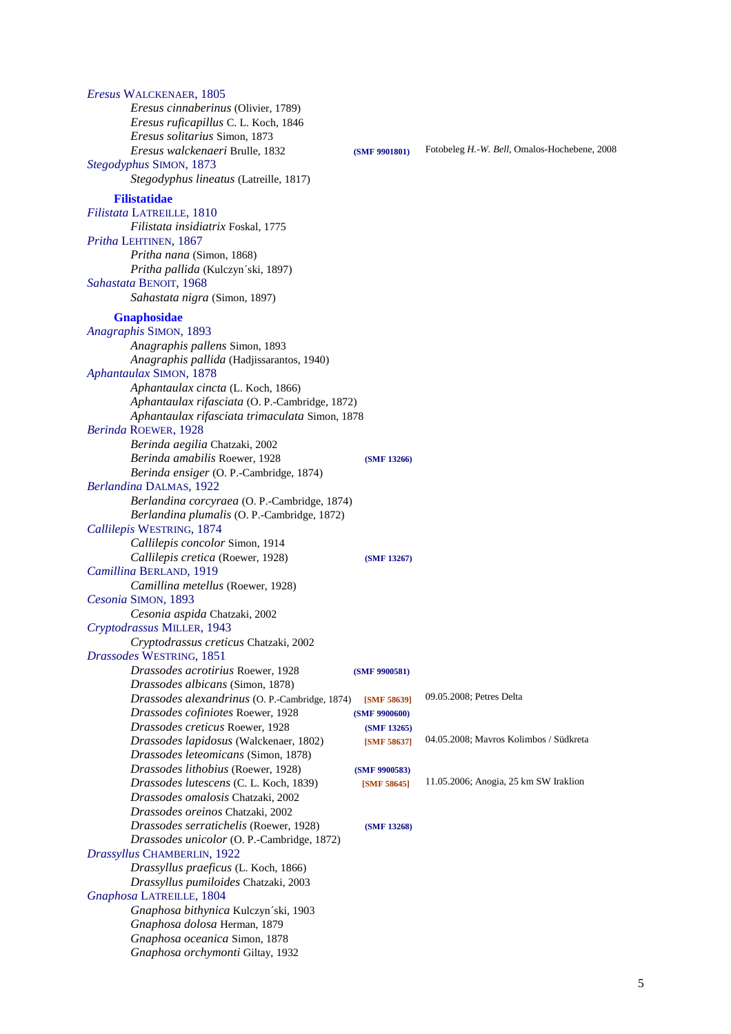*Eresus* WALCKENAER, 1805

- *Eresus cinnaberinus* (Olivier, 1789)
- *Eresus ruficapillus* C. L. Koch, 1846
- *Eresus solitarius* Simon, 1873
- *Eresus walckenaeri* Brulle, 1832 **(SMF 9901801)** Fotobeleg *H.-W. Bell*, Omalos-Hochebene, 2008

*Stegodyphus* SIMON, 1873

- *Stegodyphus lineatus* (Latreille, 1817)

### Filistatidae

*Filistata* LATREILLE, 1810

- *Filistata insidiatrix* Foskal, 1775

*Pritha* LEHTINEN, 1867

- *Pritha nana* (Simon, 1868)
- *Pritha pallida* (Kulczyn´ski, 1897)

*Sahastata* BENOIT, 1968

- *Sahastata nigra* (Simon, 1897)

### Gnaphosidae

*Anagraphis* SIMON, 1893

- *Anagraphis pallens* Simon, 1893
- *Anagraphis pallida* (Hadjissarantos, 1940)

*Aphantaulax* SIMON, 1878

- *Aphantaulax cincta* (L. Koch, 1866)
- *Aphantaulax rifasciata* (O. P.-Cambridge, 1872)
- *Aphantaulax rifasciata trimaculata* Simon, 1878

*Berinda* ROEWER, 1928

- *Berinda aegilia* Chatzaki, 2002
- *Berinda amabilis* Roewer, 1928 **(SMF 13266)**
- *Berinda ensiger* (O. P.-Cambridge, 1874)

*Berlandina* DALMAS, 1922

- *Berlandina corcyraea* (O. P.-Cambridge, 1874)
- *Berlandina plumalis* (O. P.-Cambridge, 1872)

*Callilepis* WESTRING, 1874

- *Callilepis concolor* Simon, 1914
- *Callilepis cretica* (Roewer, 1928) **(SMF 13267)**

*Camillina* BERLAND, 1919

- *Camillina metellus* (Roewer, 1928)

*Cesonia* SIMON, 1893

- *Cesonia aspida* Chatzaki, 2002

*Cryptodrassus* MILLER, 1943

- *Cryptodrassus creticus* Chatzaki, 2002

*Drassodes* WESTRING, 1851

- *Drassodes acrotirius* Roewer, 1928 **(SMF 9900581)**
- *Drassodes albicans* (Simon, 1878)
- *Drassodes alexandrinus* (O. P.-Cambridge, 1874) **[SMF 58639]** 09.05.2008; Petres Delta
- *Drassodes cofiniotes* Roewer, 1928 **(SMF 9900600)**
- *Drassodes creticus* Roewer, 1928 **(SMF 13265)**
- *Drassodes lapidosus* (Walckenaer, 1802) **[SMF 58637]** 04.05.2008; Mavros Kolimbos / Südkreta
- *Drassodes leteomicans* (Simon, 1878)
- *Drassodes lithobius* (Roewer, 1928) **(SMF 9900583)**
- *Drassodes lutescens* (C. L. Koch, 1839) **[SMF 58645]** 11.05.2006; Anogia, 25 km SW Iraklion
- *Drassodes omalosis* Chatzaki, 2002
- *Drassodes oreinos* Chatzaki, 2002
- *Drassodes serratichelis* (Roewer, 1928) **(SMF 13268)**
- *Drassodes unicolor* (O. P.-Cambridge, 1872)

*Drassyllus* CHAMBERLIN, 1922

- *Drassyllus praeficus* (L. Koch, 1866)
- *Drassyllus pumiloides* Chatzaki, 2003

*Gnaphosa* LATREILLE, 1804

- *Gnaphosa bithynica* Kulczyn´ski, 1903
- *Gnaphosa dolosa* Herman, 1879
- *Gnaphosa oceanica* Simon, 1878
- *Gnaphosa orchymonti* Giltay, 1932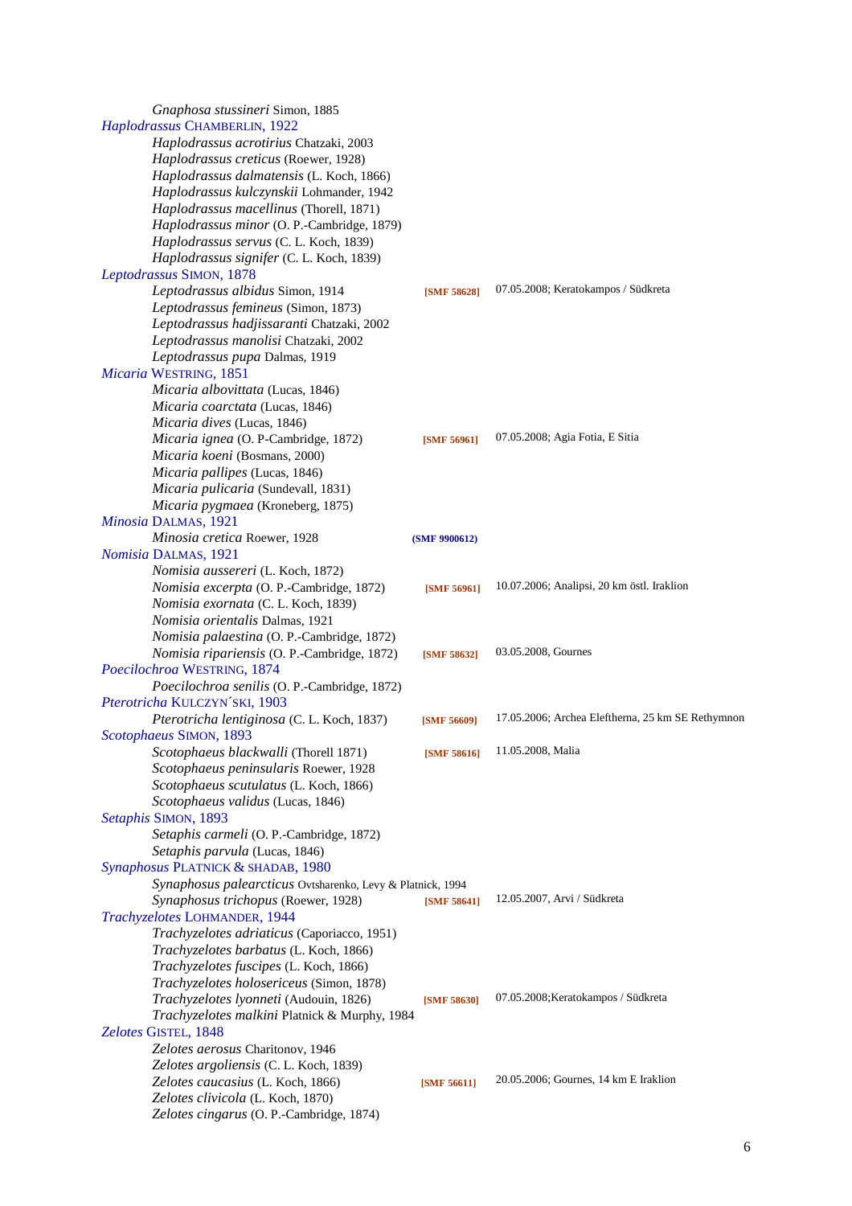*Gnaphosa stussineri* Simon, 1885

*Haplodrassus* CHAMBERLIN, 1922

*Haplodrassus acrotirius* Chatzaki, 2003
*Haplodrassus creticus* (Roewer, 1928)
*Haplodrassus dalmatensis* (L. Koch, 1866)
*Haplodrassus kulczynskii* Lohmander, 1942
*Haplodrassus macellinus* (Thorell, 1871)
*Haplodrassus minor* (O. P.-Cambridge, 1879)
*Haplodrassus servus* (C. L. Koch, 1839)
*Haplodrassus signifer* (C. L. Koch, 1839)

*Leptodrassus* SIMON, 1878

*Leptodrassus albidus* Simon, 1914 **[SMF 58628]** 07.05.2008; Keratokampos / Südkreta
*Leptodrassus femineus* (Simon, 1873)
*Leptodrassus hadjissaranti* Chatzaki, 2002
*Leptodrassus manolisi* Chatzaki, 2002
*Leptodrassus pupa* Dalmas, 1919

*Micaria* WESTRING, 1851

*Micaria albovittata* (Lucas, 1846)
*Micaria coarctata* (Lucas, 1846)
*Micaria dives* (Lucas, 1846)
*Micaria ignea* (O. P-Cambridge, 1872) **[SMF 56961]** 07.05.2008; Agia Fotia, E Sitia
*Micaria koeni* (Bosmans, 2000)
*Micaria pallipes* (Lucas, 1846)
*Micaria pulicaria* (Sundevall, 1831)
*Micaria pygmaea* (Kroneberg, 1875)

*Minosia* DALMAS, 1921

*Minosia cretica* Roewer, 1928 **(SMF 9900612)**

*Nomisia* DALMAS, 1921

*Nomisia ausserei* (L. Koch, 1872)
*Nomisia excerpta* (O. P.-Cambridge, 1872) **[SMF 56961]** 10.07.2006; Analipsi, 20 km östl. Iraklion
*Nomisia exornata* (C. L. Koch, 1839)
*Nomisia orientalis* Dalmas, 1921
*Nomisia palaestina* (O. P.-Cambridge, 1872)
*Nomisia ripariensis* (O. P.-Cambridge, 1872) **[SMF 58632]** 03.05.2008, Gournes

*Poecilochroa* WESTRING, 1874

*Poecilochroa senilis* (O. P.-Cambridge, 1872)

*Pterotricha* KULCZYN´SKI, 1903

*Pterotricha lentiginosa* (C. L. Koch, 1837) **[SMF 56609]** 17.05.2006; Archea Eleftherna, 25 km SE Rethymnon

*Scotophaeus* SIMON, 1893

*Scotophaeus blackwalli* (Thorell 1871) **[SMF 58616]** 11.05.2008, Malia
*Scotophaeus peninsularis* Roewer, 1928
*Scotophaeus scutulatus* (L. Koch, 1866)
*Scotophaeus validus* (Lucas, 1846)

*Setaphis* SIMON, 1893

*Setaphis carmeli* (O. P.-Cambridge, 1872)
*Setaphis parvula* (Lucas, 1846)

*Synaphosus* PLATNICK & SHADAB, 1980

*Synaphosus palearcticus* Ovtsharenko, Levy & Platnick, 1994
*Synaphosus trichopus* (Roewer, 1928) **[SMF 58641]** 12.05.2007, Arvi / Südkreta

*Trachyzelotes* LOHMANDER, 1944

*Trachyzelotes adriaticus* (Caporiacco, 1951)
*Trachyzelotes barbatus* (L. Koch, 1866)
*Trachyzelotes fuscipes* (L. Koch, 1866)
*Trachyzelotes holosericeus* (Simon, 1878)
*Trachyzelotes lyonneti* (Audouin, 1826) **[SMF 58630]** 07.05.2008;Keratokampos / Südkreta
*Trachyzelotes malkini* Platnick & Murphy, 1984

*Zelotes* GISTEL, 1848

*Zelotes aerosus* Charitonov, 1946
*Zelotes argoliensis* (C. L. Koch, 1839)
*Zelotes caucasius* (L. Koch, 1866) **[SMF 56611]** 20.05.2006; Gournes, 14 km E Iraklion
*Zelotes clivicola* (L. Koch, 1870)
*Zelotes cingarus* (O. P.-Cambridge, 1874)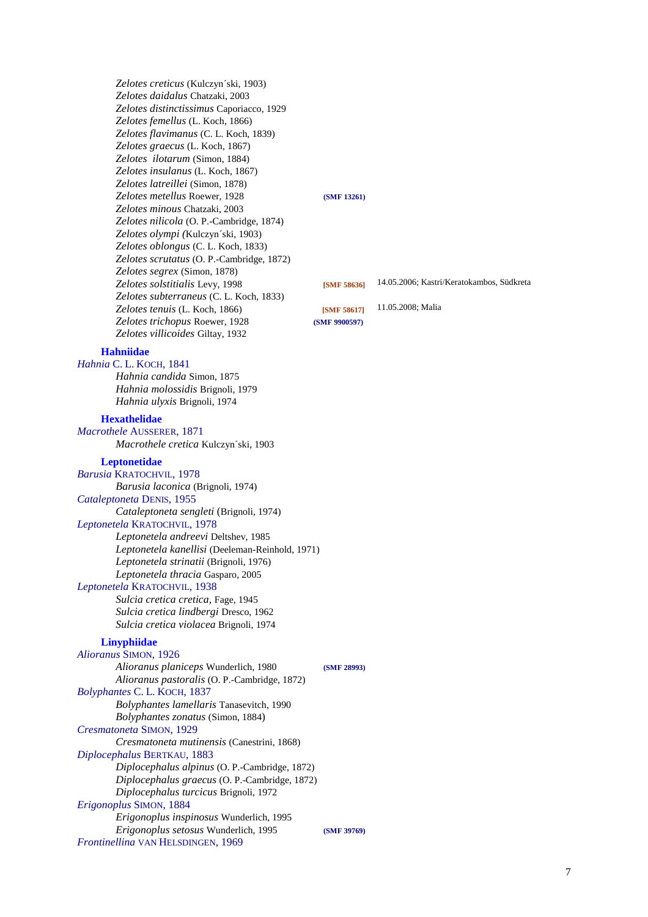*Zelotes creticus* (Kulczyn´ski, 1903)
*Zelotes daidalus* Chatzaki, 2003
*Zelotes distinctissimus* Caporiacco, 1929
*Zelotes femellus* (L. Koch, 1866)
*Zelotes flavimanus* (C. L. Koch, 1839)
*Zelotes graecus* (L. Koch, 1867)
*Zelotes ilotarum* (Simon, 1884)
*Zelotes insulanus* (L. Koch, 1867)
*Zelotes latreillei* (Simon, 1878)
*Zelotes metellus* Roewer, 1928 **(SMF 13261)**
*Zelotes minous* Chatzaki, 2003
*Zelotes nilicola* (O. P.-Cambridge, 1874)
*Zelotes olympi (*Kulczyn´ski, 1903)
*Zelotes oblongus* (C. L. Koch, 1833)
*Zelotes scrutatus* (O. P.-Cambridge, 1872)
*Zelotes segrex* (Simon, 1878)
*Zelotes solstitialis* Levy, 1998 **[SMF 58636]** 14.05.2006; Kastri/Keratokambos, Südkreta
*Zelotes subterraneus* (C. L. Koch, 1833)
*Zelotes tenuis* (L. Koch, 1866) **[SMF 58617]** 11.05.2008; Malia
*Zelotes trichopus* Roewer, 1928 **(SMF 9900597)**
*Zelotes villicoides* Giltay, 1932

**Hahniidae**

*Hahnia* C. L. Koch, 1841
*Hahnia candida* Simon, 1875
*Hahnia molossidis* Brignoli, 1979
*Hahnia ulyxis* Brignoli, 1974

**Hexathelidae**

*Macrothele* Ausserer, 1871
*Macrothele cretica* Kulczyn´ski, 1903

**Leptonetidae**

*Barusia* Kratochvil, 1978
*Barusia laconica* (Brignoli, 1974)
*Cataleptoneta* Denis, 1955
*Cataleptoneta sengleti* (Brignoli, 1974)
*Leptonetela* Kratochvil, 1978
*Leptonetela andreevi* Deltshev, 1985
*Leptonetela kanellisi* (Deeleman-Reinhold, 1971)
*Leptonetela strinatii* (Brignoli, 1976)
*Leptonetela thracia* Gasparo, 2005
*Leptonetela* Kratochvil, 1938
*Sulcia cretica cretica*, Fage, 1945
*Sulcia cretica lindbergi* Dresco, 1962
*Sulcia cretica violacea* Brignoli, 1974

**Linyphiidae**

*Alioranus* Simon, 1926
*Alioranus planiceps* Wunderlich, 1980 **(SMF 28993)**
*Alioranus pastoralis* (O. P.-Cambridge, 1872)
*Bolyphantes* C. L. Koch, 1837
*Bolyphantes lamellaris* Tanasevitch, 1990
*Bolyphantes zonatus* (Simon, 1884)
*Cresmatoneta* Simon, 1929
*Cresmatoneta mutinensis* (Canestrini, 1868)
*Diplocephalus* Bertkau, 1883
*Diplocephalus alpinus* (O. P.-Cambridge, 1872)
*Diplocephalus graecus* (O. P.-Cambridge, 1872)
*Diplocephalus turcicus* Brignoli, 1972
*Erigonoplus* Simon, 1884
*Erigonoplus inspinosus* Wunderlich, 1995
*Erigonoplus setosus* Wunderlich, 1995 **(SMF 39769)**
*Frontinellina* van Helsdingen, 1969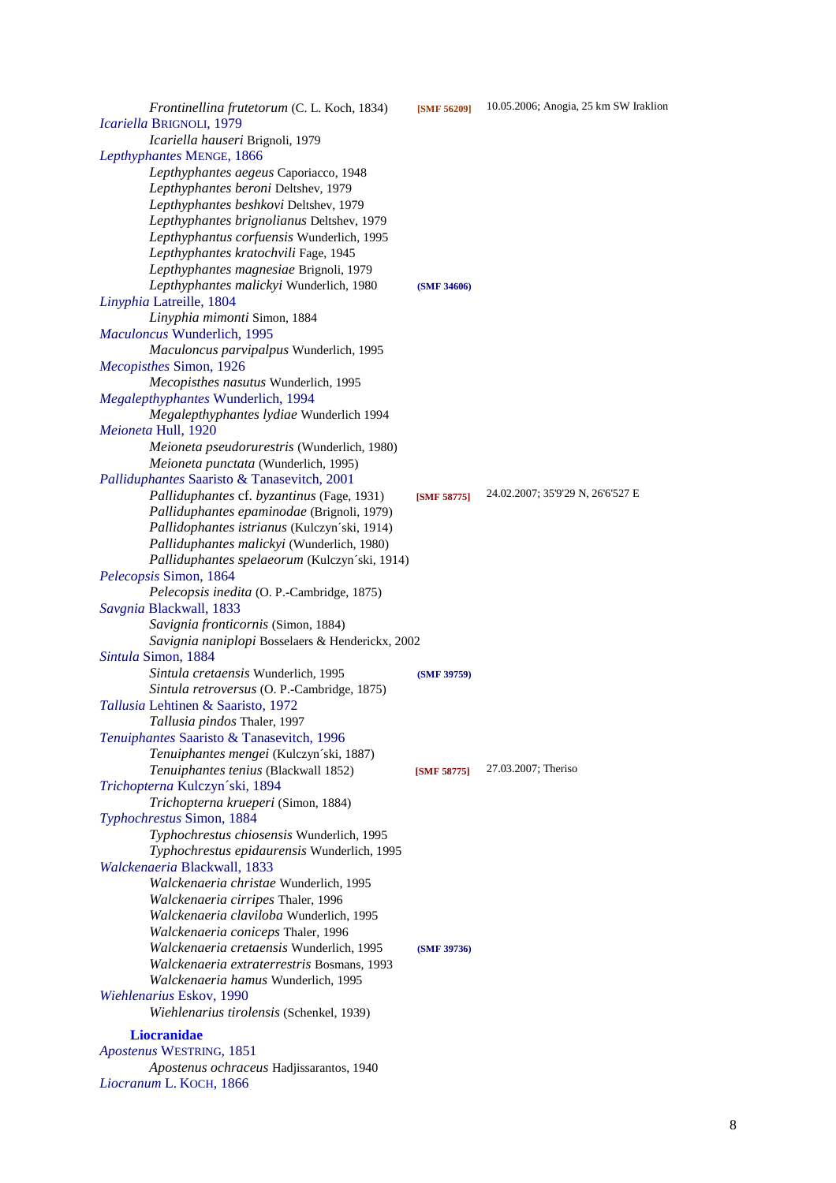*Frontinellina frutetorum* (C. L. Koch, 1834) [SMF 56209] 10.05.2006; Anogia, 25 km SW Iraklion

*Icariella* BRIGNOLI, 1979

*Icariella hauseri* Brignoli, 1979

*Lepthyphantes* MENGE, 1866

*Lepthyphantes aegeus* Caporiacco, 1948

*Lepthyphantes beroni* Deltshev, 1979

*Lepthyphantes beshkovi* Deltshev, 1979

*Lepthyphantes brignolianus* Deltshev, 1979

*Lepthyphantus corfuensis* Wunderlich, 1995

*Lepthyphantes kratochvili* Fage, 1945

*Lepthyphantes magnesiae* Brignoli, 1979

*Lepthyphantes malickyi* Wunderlich, 1980 (SMF 34606)

*Linyphia* Latreille, 1804

*Linyphia mimonti* Simon, 1884

*Maculoncus* Wunderlich, 1995

*Maculoncus parvipalpus* Wunderlich, 1995

*Mecopisthes* Simon, 1926

*Mecopisthes nasutus* Wunderlich, 1995

*Megalepthyphantes* Wunderlich, 1994

*Megalepthyphantes lydiae* Wunderlich 1994

*Meioneta* Hull, 1920

*Meioneta pseudorurestris* (Wunderlich, 1980)

*Meioneta punctata* (Wunderlich, 1995)

*Palliduphantes* Saaristo & Tanasevitch, 2001

*Palliduphantes* cf. *byzantinus* (Fage, 1931) [SMF 58775] 24.02.2007; 35'9'29 N, 26'6'527 E

*Palliduphantes epaminodae* (Brignoli, 1979)

*Pallidophantes istrianus* (Kulczyn´ski, 1914)

*Palliduphantes malickyi* (Wunderlich, 1980)

*Palliduphantes spelaeorum* (Kulczyn´ski, 1914)

*Pelecopsis* Simon, 1864

*Pelecopsis inedita* (O. P.-Cambridge, 1875)

*Savgnia* Blackwall, 1833

*Savignia fronticornis* (Simon, 1884)

*Savignia naniplopi* Bosselaers & Henderickx, 2002

*Sintula* Simon, 1884

*Sintula cretaensis* Wunderlich, 1995 (SMF 39759)

*Sintula retroversus* (O. P.-Cambridge, 1875)

*Tallusia* Lehtinen & Saaristo, 1972

*Tallusia pindos* Thaler, 1997

*Tenuiphantes* Saaristo & Tanasevitch, 1996

*Tenuiphantes mengei* (Kulczyn´ski, 1887)

*Tenuiphantes tenius* (Blackwall 1852) [SMF 58775] 27.03.2007; Theriso

*Trichopterna* Kulczyn´ski, 1894

*Trichopterna krueperi* (Simon, 1884)

*Typhochrestus* Simon, 1884

*Typhochrestus chiosensis* Wunderlich, 1995

*Typhochrestus epidaurensis* Wunderlich, 1995

*Walckenaeria* Blackwall, 1833

*Walckenaeria christae* Wunderlich, 1995

*Walckenaeria cirripes* Thaler, 1996

*Walckenaeria claviloba* Wunderlich, 1995

*Walckenaeria coniceps* Thaler, 1996

*Walckenaeria cretaensis* Wunderlich, 1995 (SMF 39736)

*Walckenaeria extraterrestris* Bosmans, 1993

*Walckenaeria hamus* Wunderlich, 1995

*Wiehlenarius* Eskov, 1990

*Wiehlenarius tirolensis* (Schenkel, 1939)

**Liocranidae**

*Apostenus* WESTRING, 1851

*Apostenus ochraceus* Hadjissarantos, 1940

*Liocranum* L. KOCH, 1866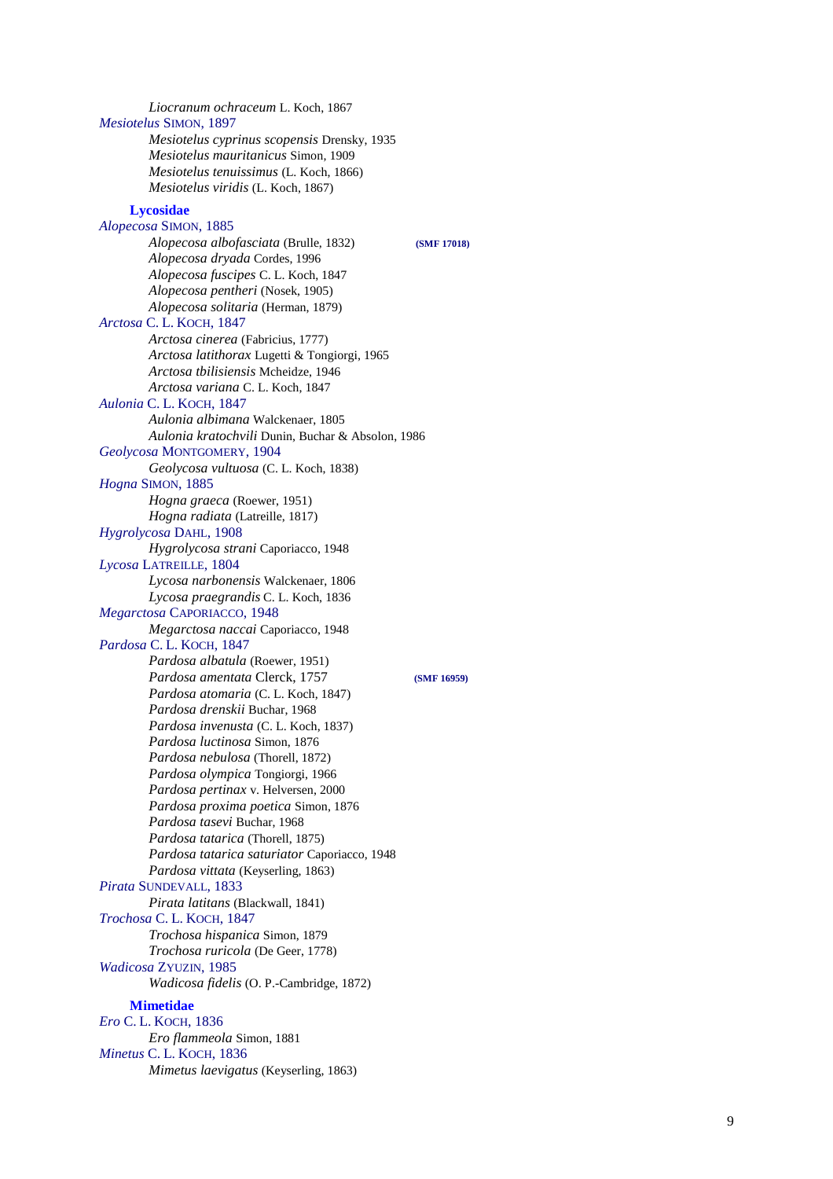*Liocranum ochraceum* L. Koch, 1867

*Mesiotelus* SIMON, 1897

*Mesiotelus cyprinus scopensis* Drensky, 1935

*Mesiotelus mauritanicus* Simon, 1909

*Mesiotelus tenuissimus* (L. Koch, 1866)

*Mesiotelus viridis* (L. Koch, 1867)

### Lycosidae

*Alopecosa* SIMON, 1885

*Alopecosa albofasciata* (Brulle, 1832) **(SMF 17018)**

*Alopecosa dryada* Cordes, 1996

*Alopecosa fuscipes* C. L. Koch, 1847

*Alopecosa pentheri* (Nosek, 1905)

*Alopecosa solitaria* (Herman, 1879)

*Arctosa* C. L. KOCH, 1847

*Arctosa cinerea* (Fabricius, 1777)

*Arctosa latithorax* Lugetti & Tongiorgi, 1965

*Arctosa tbilisiensis* Mcheidze, 1946

*Arctosa variana* C. L. Koch, 1847

*Aulonia* C. L. KOCH, 1847

*Aulonia albimana* Walckenaer, 1805

*Aulonia kratochvili* Dunin, Buchar & Absolon, 1986

*Geolycosa* MONTGOMERY, 1904

*Geolycosa vultuosa* (C. L. Koch, 1838)

*Hogna* SIMON, 1885

*Hogna graeca* (Roewer, 1951)

*Hogna radiata* (Latreille, 1817)

*Hygrolycosa* DAHL, 1908

*Hygrolycosa strani* Caporiacco, 1948

*Lycosa* LATREILLE, 1804

*Lycosa narbonensis* Walckenaer, 1806

*Lycosa praegrandis* C. L. Koch, 1836

*Megarctosa* CAPORIACCO, 1948

*Megarctosa naccai* Caporiacco, 1948

*Pardosa* C. L. KOCH, 1847

*Pardosa albatula* (Roewer, 1951)

*Pardosa amentata* Clerck, 1757 **(SMF 16959)**

*Pardosa atomaria* (C. L. Koch, 1847)

*Pardosa drenskii* Buchar, 1968

*Pardosa invenusta* (C. L. Koch, 1837)

*Pardosa luctinosa* Simon, 1876

*Pardosa nebulosa* (Thorell, 1872)

*Pardosa olympica* Tongiorgi, 1966

*Pardosa pertinax* v. Helversen, 2000

*Pardosa proxima poetica* Simon, 1876

*Pardosa tasevi* Buchar, 1968

*Pardosa tatarica* (Thorell, 1875)

*Pardosa tatarica saturiator* Caporiacco, 1948

*Pardosa vittata* (Keyserling, 1863)

*Pirata* SUNDEVALL, 1833

*Pirata latitans* (Blackwall, 1841)

*Trochosa* C. L. KOCH, 1847

*Trochosa hispanica* Simon, 1879

*Trochosa ruricola* (De Geer, 1778)

*Wadicosa* ZYUZIN, 1985

*Wadicosa fidelis* (O. P.-Cambridge, 1872)

### Mimetidae

*Ero* C. L. KOCH, 1836

*Ero flammeola* Simon, 1881

*Minetus* C. L. KOCH, 1836

*Mimetus laevigatus* (Keyserling, 1863)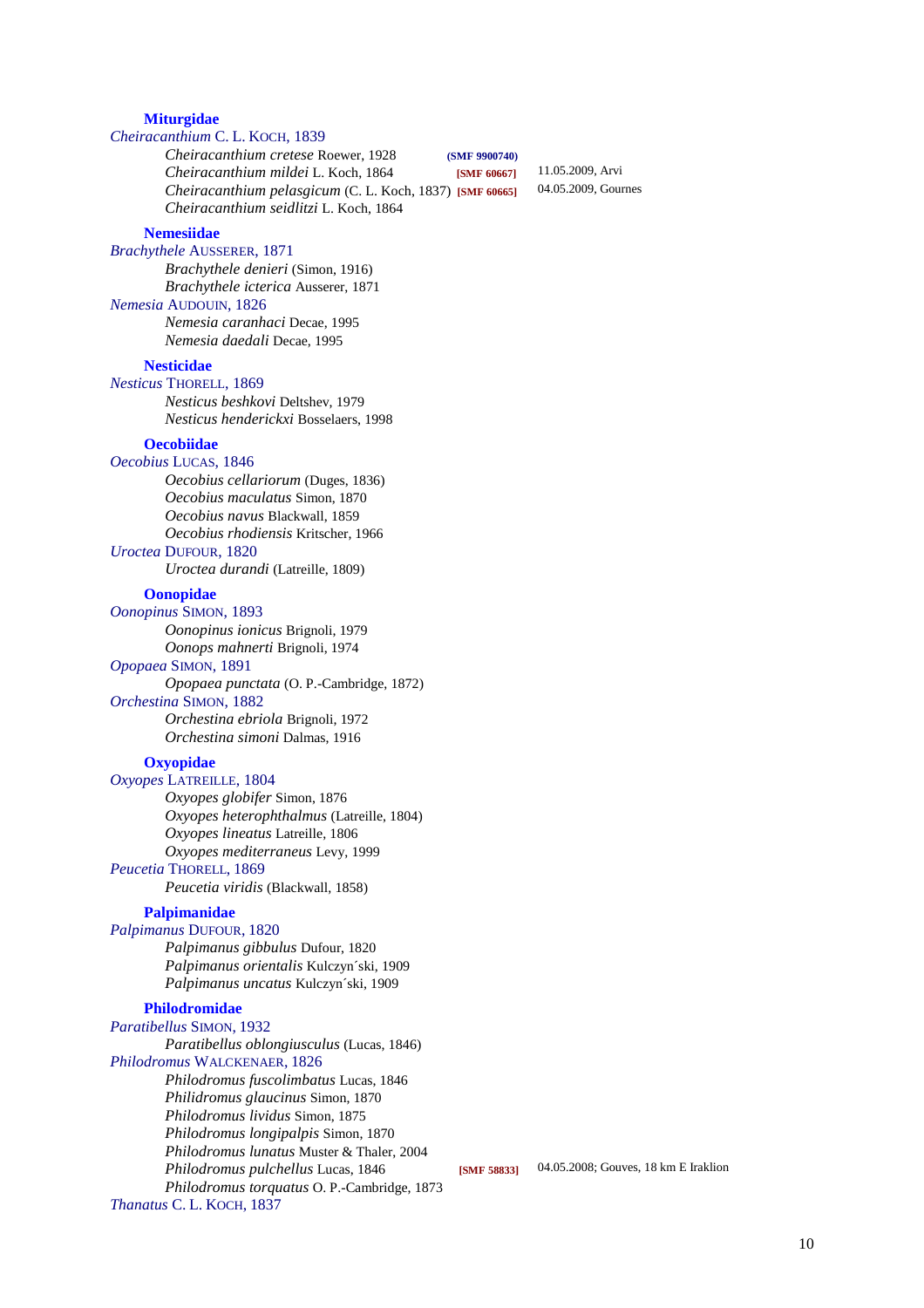**Miturgidae**

*Cheiracanthium* C. L. KOCH, 1839

- *Cheiracanthium cretese* Roewer, 1928 **(SMF 9900740)**
- *Cheiracanthium mildei* L. Koch, 1864 **[SMF 60667]** 11.05.2009, Arvi
- *Cheiracanthium pelasgicum* (C. L. Koch, 1837) **[SMF 60665]** 04.05.2009, Gournes
- *Cheiracanthium seidlitzi* L. Koch, 1864

**Nemesiidae**

*Brachythele* AUSSERER, 1871

- *Brachythele denieri* (Simon, 1916)
- *Brachythele icterica* Ausserer, 1871

*Nemesia* AUDOUIN, 1826

- *Nemesia caranhaci* Decae, 1995
- *Nemesia daedali* Decae, 1995

**Nesticidae**

*Nesticus* THORELL, 1869

- *Nesticus beshkovi* Deltshev, 1979
- *Nesticus henderickxi* Bosselaers, 1998

**Oecobiidae**

*Oecobius* LUCAS, 1846

- *Oecobius cellariorum* (Duges, 1836)
- *Oecobius maculatus* Simon, 1870
- *Oecobius navus* Blackwall, 1859
- *Oecobius rhodiensis* Kritscher, 1966

*Uroctea* DUFOUR, 1820

- *Uroctea durandi* (Latreille, 1809)

**Oonopidae**

*Oonopinus* SIMON, 1893

- *Oonopinus ionicus* Brignoli, 1979
- *Oonops mahnerti* Brignoli, 1974

*Opopaea* SIMON, 1891

- *Opopaea punctata* (O. P.-Cambridge, 1872)

*Orchestina* SIMON, 1882

- *Orchestina ebriola* Brignoli, 1972
- *Orchestina simoni* Dalmas, 1916

**Oxyopidae**

*Oxyopes* LATREILLE, 1804

- *Oxyopes globifer* Simon, 1876
- *Oxyopes heterophthalmus* (Latreille, 1804)
- *Oxyopes lineatus* Latreille, 1806
- *Oxyopes mediterraneus* Levy, 1999

*Peucetia* THORELL, 1869

- *Peucetia viridis* (Blackwall, 1858)

**Palpimanidae**

*Palpimanus* DUFOUR, 1820

- *Palpimanus gibbulus* Dufour, 1820
- *Palpimanus orientalis* Kulczyn´ski, 1909
- *Palpimanus uncatus* Kulczyn´ski, 1909

**Philodromidae**

*Paratibellus* SIMON, 1932

- *Paratibellus oblongiusculus* (Lucas, 1846)

*Philodromus* WALCKENAER, 1826

- *Philodromus fuscolimbatus* Lucas, 1846
- *Philidromus glaucinus* Simon, 1870
- *Philodromus lividus* Simon, 1875
- *Philodromus longipalpis* Simon, 1870
- *Philodromus lunatus* Muster & Thaler, 2004
- *Philodromus pulchellus* Lucas, 1846 **[SMF 58833]** 04.05.2008; Gouves, 18 km E Iraklion
- *Philodromus torquatus* O. P.-Cambridge, 1873

*Thanatus* C. L. KOCH, 1837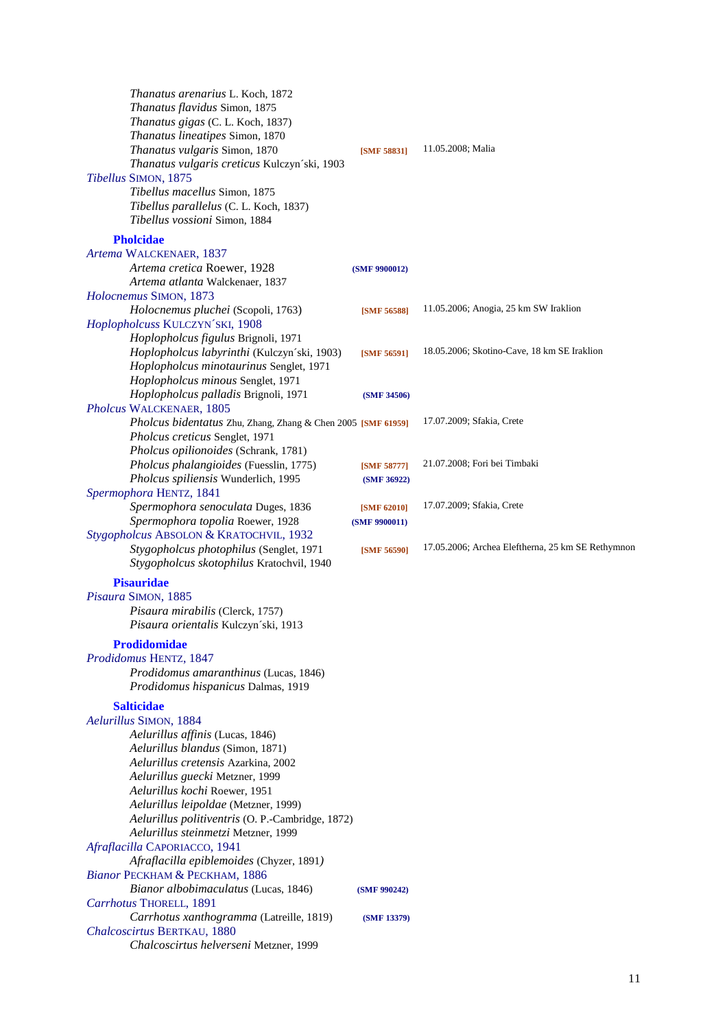*Thanatus arenarius* L. Koch, 1872
*Thanatus flavidus* Simon, 1875
*Thanatus gigas* (C. L. Koch, 1837)
*Thanatus lineatipes* Simon, 1870
*Thanatus vulgaris* Simon, 1870 **[SMF 58831]** 11.05.2008; Malia
*Thanatus vulgaris creticus* Kulczyn´ski, 1903

*Tibellus* SIMON, 1875
*Tibellus macellus* Simon, 1875
*Tibellus parallelus* (C. L. Koch, 1837)
*Tibellus vossioni* Simon, 1884

### Pholcidae

*Artema* WALCKENAER, 1837
*Artema cretica* Roewer, 1928 **(SMF 9900012)**
*Artema atlanta* Walckenaer, 1837

*Holocnemus* SIMON, 1873
*Holocnemus pluchei* (Scopoli, 1763) **[SMF 56588]** 11.05.2006; Anogia, 25 km SW Iraklion

*Hoplopholcuss* KULCZYN´SKI, 1908
*Hoplopholcus figulus* Brignoli, 1971
*Hoplopholcus labyrinthi* (Kulczyn´ski, 1903) **[SMF 56591]** 18.05.2006; Skotino-Cave, 18 km SE Iraklion
*Hoplopholcus minotaurinus* Senglet, 1971
*Hoplopholcus minous* Senglet, 1971
*Hoplopholcus palladis* Brignoli, 1971 **(SMF 34506)**

*Pholcus* WALCKENAER, 1805
*Pholcus bidentatus* Zhu, Zhang, Zhang & Chen 2005 **[SMF 61959]** 17.07.2009; Sfakia, Crete
*Pholcus creticus* Senglet, 1971
*Pholcus opilionoides* (Schrank, 1781)
*Pholcus phalangioides* (Fuesslin, 1775) **[SMF 58777]** 21.07.2008; Fori bei Timbaki
*Pholcus spiliensis* Wunderlich, 1995 **(SMF 36922)**

*Spermophora* HENTZ, 1841
*Spermophora senoculata* Duges, 1836 **[SMF 62010]** 17.07.2009; Sfakia, Crete
*Spermophora topolia* Roewer, 1928 **(SMF 9900011)**

*Stygopholcus* ABSOLON & KRATOCHVIL, 1932
*Stygopholcus photophilus* (Senglet, 1971 **[SMF 56590]** 17.05.2006; Archea Eleftherna, 25 km SE Rethymnon
*Stygopholcus skotophilus* Kratochvil, 1940

### Pisauridae

*Pisaura* SIMON, 1885
*Pisaura mirabilis* (Clerck, 1757)
*Pisaura orientalis* Kulczyn´ski, 1913

### Prodidomidae

*Prodidomus* HENTZ, 1847
*Prodidomus amaranthinus* (Lucas, 1846)
*Prodidomus hispanicus* Dalmas, 1919

### Salticidae

*Aelurillus* SIMON, 1884
*Aelurillus affinis* (Lucas, 1846)
*Aelurillus blandus* (Simon, 1871)
*Aelurillus cretensis* Azarkina, 2002
*Aelurillus guecki* Metzner, 1999
*Aelurillus kochi* Roewer, 1951
*Aelurillus leipoldae* (Metzner, 1999)
*Aelurillus politiventris* (O. P.-Cambridge, 1872)
*Aelurillus steinmetzi* Metzner, 1999

*Afraflacilla* CAPORIACCO, 1941
*Afraflacilla epiblemoides* (Chyzer, 1891)

*Bianor* PECKHAM & PECKHAM, 1886
*Bianor albobimaculatus* (Lucas, 1846) **(SMF 990242)**

*Carrhotus* THORELL, 1891
*Carrhotus xanthogramma* (Latreille, 1819) **(SMF 13379)**

*Chalcoscirtus* BERTKAU, 1880
*Chalcoscirtus helverseni* Metzner, 1999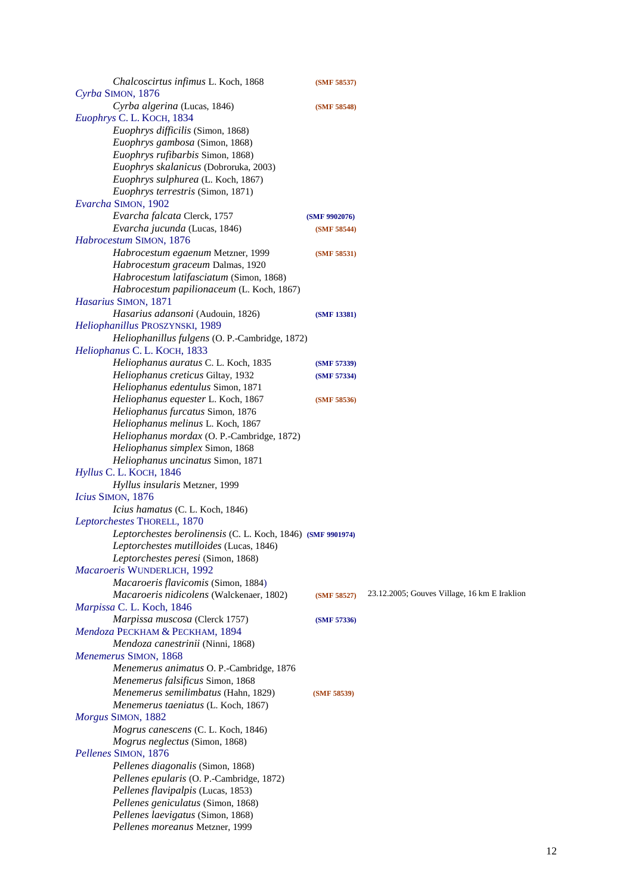*Chalcoscirtus infimus* L. Koch, 1868 **(SMF 58537)**

*Cyrba* Simon, 1876

*Cyrba algerina* (Lucas, 1846) **(SMF 58548)**

*Euophrys* C. L. Koch, 1834

*Euophrys difficilis* (Simon, 1868)
*Euophrys gambosa* (Simon, 1868)
*Euophrys rufibarbis* Simon, 1868)
*Euophrys skalanicus* (Dobroruka, 2003)
*Euophrys sulphurea* (L. Koch, 1867)
*Euophrys terrestris* (Simon, 1871)

*Evarcha* Simon, 1902

*Evarcha falcata* Clerck, 1757 **(SMF 9902076)**
*Evarcha jucunda* (Lucas, 1846) **(SMF 58544)**

*Habrocestum* Simon, 1876

*Habrocestum egaenum* Metzner, 1999 **(SMF 58531)**
*Habrocestum graceum* Dalmas, 1920
*Habrocestum latifasciatum* (Simon, 1868)
*Habrocestum papilionaceum* (L. Koch, 1867)

*Hasarius* Simon, 1871

*Hasarius adansoni* (Audouin, 1826) **(SMF 13381)**

*Heliophanillus* Proszynski, 1989

*Heliophanillus fulgens* (O. P.-Cambridge, 1872)

*Heliophanus* C. L. Koch, 1833

*Heliophanus auratus* C. L. Koch, 1835 **(SMF 57339)**
*Heliophanus creticus* Giltay, 1932 **(SMF 57334)**
*Heliophanus edentulus* Simon, 1871
*Heliophanus equester* L. Koch, 1867 **(SMF 58536)**
*Heliophanus furcatus* Simon, 1876
*Heliophanus melinus* L. Koch, 1867
*Heliophanus mordax* (O. P.-Cambridge, 1872)
*Heliophanus simplex* Simon, 1868
*Heliophanus uncinatus* Simon, 1871

*Hyllus* C. L. Koch, 1846

*Hyllus insularis* Metzner, 1999

*Icius* Simon, 1876

*Icius hamatus* (C. L. Koch, 1846)

*Leptorchestes* Thorell, 1870

*Leptorchestes berolinensis* (C. L. Koch, 1846) **(SMF 9901974)**
*Leptorchestes mutilloides* (Lucas, 1846)
*Leptorchestes peresi* (Simon, 1868)

*Macaroeris* Wunderlich, 1992

*Macaroeris flavicomis* (Simon, 1884)
*Macaroeris nidicolens* (Walckenaer, 1802) **(SMF 58527)** 23.12.2005; Gouves Village, 16 km E Iraklion

*Marpissa* C. L. Koch, 1846

*Marpissa muscosa* (Clerck 1757) **(SMF 57336)**

*Mendoza* Peckham & Peckham, 1894

*Mendoza canestrinii* (Ninni, 1868)

*Menemerus* Simon, 1868

*Menemerus animatus* O. P.-Cambridge, 1876
*Menemerus falsificus* Simon, 1868
*Menemerus semilimbatus* (Hahn, 1829) **(SMF 58539)**
*Menemerus taeniatus* (L. Koch, 1867)

*Morgus* Simon, 1882

*Mogrus canescens* (C. L. Koch, 1846)
*Mogrus neglectus* (Simon, 1868)

*Pellenes* Simon, 1876

*Pellenes diagonalis* (Simon, 1868)
*Pellenes epularis* (O. P.-Cambridge, 1872)
*Pellenes flavipalpis* (Lucas, 1853)
*Pellenes geniculatus* (Simon, 1868)
*Pellenes laevigatus* (Simon, 1868)
*Pellenes moreanus* Metzner, 1999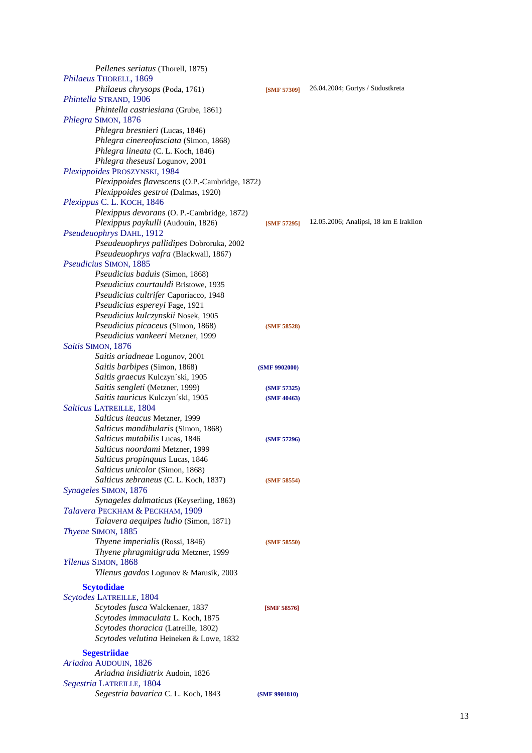*Pellenes seriatus* (Thorell, 1875)

*Philaeus* THORELL, 1869

*Philaeus chrysops* (Poda, 1761) **[SMF 57309]** 26.04.2004; Gortys / Südostkreta

*Phintella* STRAND, 1906

*Phintella castriesiana* (Grube, 1861)

*Phlegra* SIMON, 1876

*Phlegra bresnieri* (Lucas, 1846)

*Phlegra cinereofasciata* (Simon, 1868)

*Phlegra lineata* (C. L. Koch, 1846)

*Phlegra theseusi* Logunov, 2001

*Plexippoides* PROSZYNSKI, 1984

*Plexippoides flavescens* (O.P.-Cambridge, 1872)

*Plexippoides gestroi* (Dalmas, 1920)

*Plexippus* C. L. KOCH, 1846

*Plexippus devorans* (O. P.-Cambridge, 1872)

*Plexippus paykulli* (Audouin, 1826) **[SMF 57295]** 12.05.2006; Analipsi, 18 km E Iraklion

*Pseudeuophrys* DAHL, 1912

*Pseudeuophrys pallidipes* Dobroruka, 2002

*Pseudeuophrys vafra* (Blackwall, 1867)

*Pseudicius* SIMON, 1885

*Pseudicius baduis* (Simon, 1868)

*Pseudicius courtauldi* Bristowe, 1935

*Pseudicius cultrifer* Caporiacco, 1948

*Pseudicius espereyi* Fage, 1921

*Pseudicius kulczynskii* Nosek, 1905

*Pseudicius picaceus* (Simon, 1868) **(SMF 58528)**

*Pseudicius vankeeri* Metzner, 1999

*Saitis* SIMON, 1876

*Saitis ariadneae* Logunov, 2001

*Saitis barbipes* (Simon, 1868) **(SMF 9902000)**

*Saitis graecus* Kulczyn´ski, 1905

*Saitis sengleti* (Metzner, 1999) **(SMF 57325)**

*Saitis tauricus* Kulczyn´ski, 1905 **(SMF 40463)**

*Salticus* LATREILLE, 1804

*Salticus iteacus* Metzner, 1999

*Salticus mandibularis* (Simon, 1868)

*Salticus mutabilis* Lucas, 1846 **(SMF 57296)**

*Salticus noordami* Metzner, 1999

*Salticus propinquus* Lucas, 1846

*Salticus unicolor* (Simon, 1868)

*Salticus zebraneus* (C. L. Koch, 1837) **(SMF 58554)**

*Synageles* SIMON, 1876

*Synageles dalmaticus* (Keyserling, 1863)

*Talavera* PECKHAM & PECKHAM, 1909

*Talavera aequipes ludio* (Simon, 1871)

*Thyene* SIMON, 1885

*Thyene imperialis* (Rossi, 1846) **(SMF 58550)**

*Thyene phragmitigrada* Metzner, 1999

*Yllenus* SIMON, 1868

*Yllenus gavdos* Logunov & Marusik, 2003

## Scytodidae

*Scytodes* LATREILLE, 1804

*Scytodes fusca* Walckenaer, 1837 **[SMF 58576]**

*Scytodes immaculata* L. Koch, 1875

*Scytodes thoracica* (Latreille, 1802)

*Scytodes velutina* Heineken & Lowe, 1832

## Segestriidae

*Ariadna* AUDOUIN, 1826

*Ariadna insidiatrix* Audoin, 1826

*Segestria* LATREILLE, 1804

*Segestria bavarica* C. L. Koch, 1843 **(SMF 9901810)**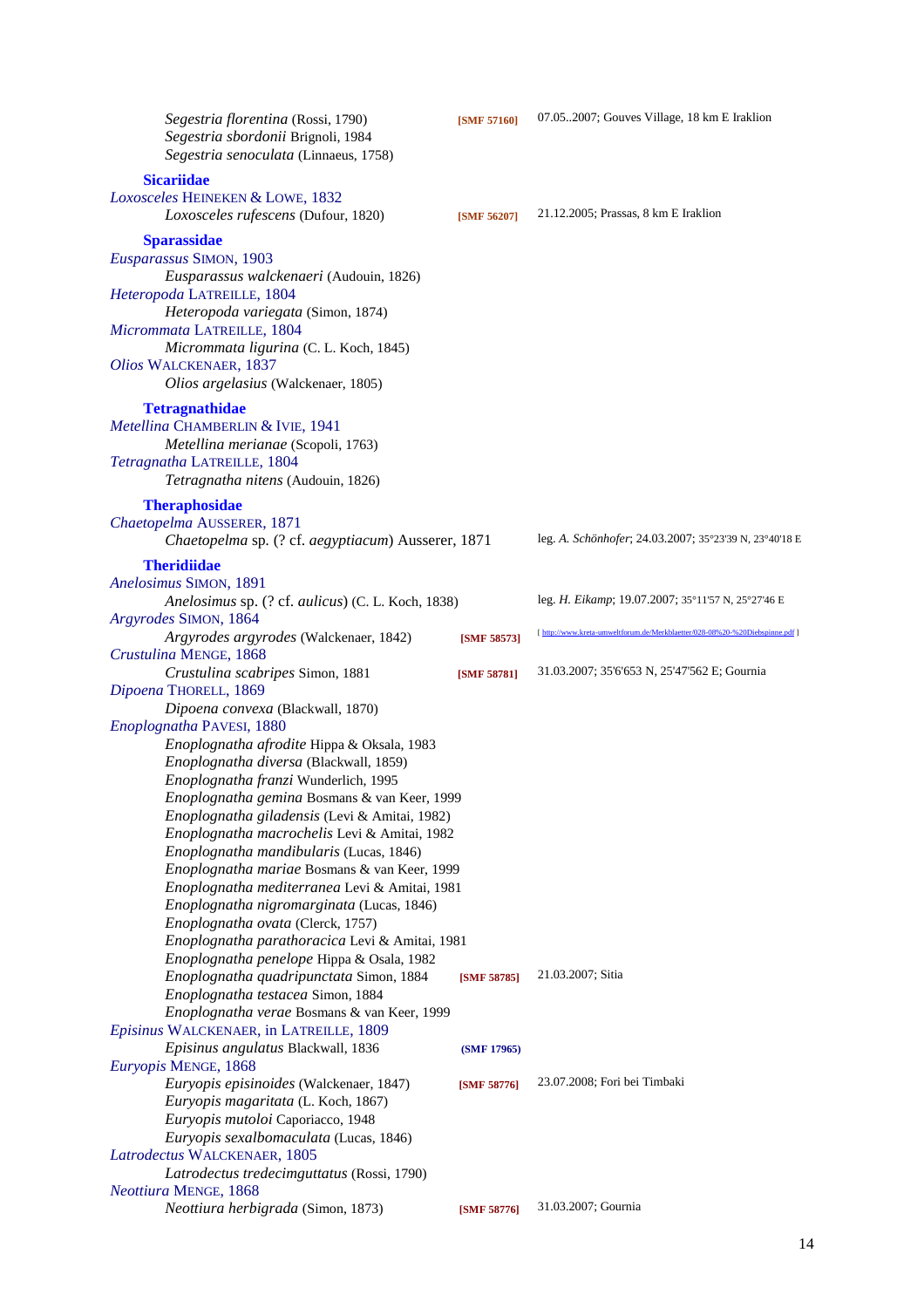*Segestria florentina* (Rossi, 1790) **[SMF 57160]** 07.05..2007; Gouves Village, 18 km E Iraklion
*Segestria sbordonii* Brignoli, 1984
*Segestria senoculata* (Linnaeus, 1758)

### Sicariidae

*Loxosceles* HEINEKEN & LOWE, 1832
*Loxosceles rufescens* (Dufour, 1820) **[SMF 56207]** 21.12.2005; Prassas, 8 km E Iraklion

### Sparassidae

*Eusparassus* SIMON, 1903
*Eusparassus walckenaeri* (Audouin, 1826)
*Heteropoda* LATREILLE, 1804
*Heteropoda variegata* (Simon, 1874)
*Micrommata* LATREILLE, 1804
*Micrommata ligurina* (C. L. Koch, 1845)
*Olios* WALCKENAER, 1837
*Olios argelasius* (Walckenaer, 1805)

### Tetragnathidae

*Metellina* CHAMBERLIN & IVIE, 1941
*Metellina merianae* (Scopoli, 1763)
*Tetragnatha* LATREILLE, 1804
*Tetragnatha nitens* (Audouin, 1826)

### Theraphosidae

*Chaetopelma* AUSSERER, 1871
*Chaetopelma* sp. (? cf. *aegyptiacum*) Ausserer, 1871 leg. *A. Schönhofer*; 24.03.2007; 35°23'39 N, 23°40'18 E

### Theridiidae

*Anelosimus* SIMON, 1891
*Anelosimus* sp. (? cf. *aulicus*) (C. L. Koch, 1838) leg. *H. Eikamp*; 19.07.2007; 35°11'57 N, 25°27'46 E
*Argyrodes* SIMON, 1864
*Argyrodes argyrodes* (Walckenaer, 1842) **[SMF 58573]** [ http://www.kreta-umweltforum.de/Merkblaetter/028-08%20-%20Diebspinne.pdf ]
*Crustulina* MENGE, 1868
*Crustulina scabripes* Simon, 1881 **[SMF 58781]** 31.03.2007; 35'6'653 N, 25'47'562 E; Gournia
*Dipoena* THORELL, 1869
*Dipoena convexa* (Blackwall, 1870)
*Enoplognatha* PAVESI, 1880
*Enoplognatha afrodite* Hippa & Oksala, 1983
*Enoplognatha diversa* (Blackwall, 1859)
*Enoplognatha franzi* Wunderlich, 1995
*Enoplognatha gemina* Bosmans & van Keer, 1999
*Enoplognatha giladensis* (Levi & Amitai, 1982)
*Enoplognatha macrochelis* Levi & Amitai, 1982
*Enoplognatha mandibularis* (Lucas, 1846)
*Enoplognatha mariae* Bosmans & van Keer, 1999
*Enoplognatha mediterranea* Levi & Amitai, 1981
*Enoplognatha nigromarginata* (Lucas, 1846)
*Enoplognatha ovata* (Clerck, 1757)
*Enoplognatha parathoracica* Levi & Amitai, 1981
*Enoplognatha penelope* Hippa & Osala, 1982
*Enoplognatha quadripunctata* Simon, 1884 **[SMF 58785]** 21.03.2007; Sitia
*Enoplognatha testacea* Simon, 1884
*Enoplognatha verae* Bosmans & van Keer, 1999
*Episinus* WALCKENAER, in LATREILLE, 1809
*Episinus angulatus* Blackwall, 1836 **(SMF 17965)**
*Euryopis* MENGE, 1868
*Euryopis episinoides* (Walckenaer, 1847) **[SMF 58776]** 23.07.2008; Fori bei Timbaki
*Euryopis magaritata* (L. Koch, 1867)
*Euryopis mutoloi* Caporiacco, 1948
*Euryopis sexalbomaculata* (Lucas, 1846)
*Latrodectus* WALCKENAER, 1805
*Latrodectus tredecimguttatus* (Rossi, 1790)
*Neottiura* MENGE, 1868
*Neottiura herbigrada* (Simon, 1873) **[SMF 58776]** 31.03.2007; Gournia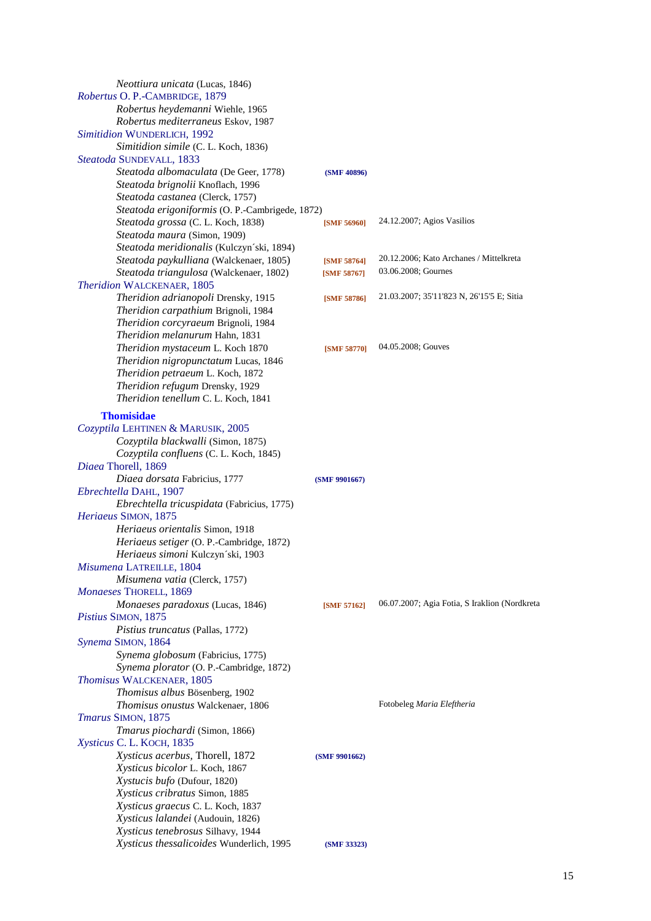*Neottiura unicata* (Lucas, 1846)

*Robertus* O. P.-CAMBRIDGE, 1879

*Robertus heydemanni* Wiehle, 1965

*Robertus mediterraneus* Eskov, 1987

*Simitidion* WUNDERLICH, 1992

*Simitidion simile* (C. L. Koch, 1836)

*Steatoda* SUNDEVALL, 1833

*Steatoda albomaculata* (De Geer, 1778) **(SMF 40896)**

*Steatoda brignolii* Knoflach, 1996

*Steatoda castanea* (Clerck, 1757)

*Steatoda erigoniformis* (O. P.-Cambrigede, 1872)

*Steatoda grossa* (C. L. Koch, 1838) **[SMF 56960]** 24.12.2007; Agios Vasilios

*Steatoda maura* (Simon, 1909)

*Steatoda meridionalis* (Kulczyn´ski, 1894)

*Steatoda paykulliana* (Walckenaer, 1805) **[SMF 58764]** 20.12.2006; Kato Archanes / Mittelkreta

*Steatoda triangulosa* (Walckenaer, 1802) **[SMF 58767]** 03.06.2008; Gournes

*Theridion* WALCKENAER, 1805

*Theridion adrianopoli* Drensky, 1915 **[SMF 58786]** 21.03.2007; 35'11'823 N, 26'15'5 E; Sitia

*Theridion carpathium* Brignoli, 1984

*Theridion corcyraeum* Brignoli, 1984

*Theridion melanurum* Hahn, 1831

*Theridion mystaceum* L. Koch 1870 **[SMF 58770]** 04.05.2008; Gouves

*Theridion nigropunctatum* Lucas, 1846

*Theridion petraeum* L. Koch, 1872

*Theridion refugum* Drensky, 1929

*Theridion tenellum* C. L. Koch, 1841

**Thomisidae**

*Cozyptila* LEHTINEN & MARUSIK, 2005

*Cozyptila blackwalli* (Simon, 1875)

*Cozyptila confluens* (C. L. Koch, 1845)

*Diaea* Thorell, 1869

*Diaea dorsata* Fabricius, 1777 **(SMF 9901667)**

*Ebrechtella* DAHL, 1907

*Ebrechtella tricuspidata* (Fabricius, 1775)

*Heriaeus* SIMON, 1875

*Heriaeus orientalis* Simon, 1918

*Heriaeus setiger* (O. P.-Cambridge, 1872)

*Heriaeus simoni* Kulczyn´ski, 1903

*Misumena* LATREILLE, 1804

*Misumena vatia* (Clerck, 1757)

*Monaeses* THORELL, 1869

*Monaeses paradoxus* (Lucas, 1846) **[SMF 57162]** 06.07.2007; Agia Fotia, S Iraklion (Nordkreta

*Pistius* SIMON, 1875

*Pistius truncatus* (Pallas, 1772)

*Synema* SIMON, 1864

*Synema globosum* (Fabricius, 1775)

*Synema plorator* (O. P.-Cambridge, 1872)

*Thomisus* WALCKENAER, 1805

*Thomisus albus* Bösenberg, 1902

*Thomisus onustus* Walckenaer, 1806 Fotobeleg *Maria Eleftheria*

*Tmarus* SIMON, 1875

*Tmarus piochardi* (Simon, 1866)

*Xysticus* C. L. KOCH, 1835

*Xysticus acerbus*, Thorell, 1872 **(SMF 9901662)**

*Xysticus bicolor* L. Koch, 1867

*Xystucis bufo* (Dufour, 1820)

*Xysticus cribratus* Simon, 1885

*Xysticus graecus* C. L. Koch, 1837

*Xysticus lalandei* (Audouin, 1826)

*Xysticus tenebrosus* Silhavy, 1944

*Xysticus thessalicoides* Wunderlich, 1995 **(SMF 33323)**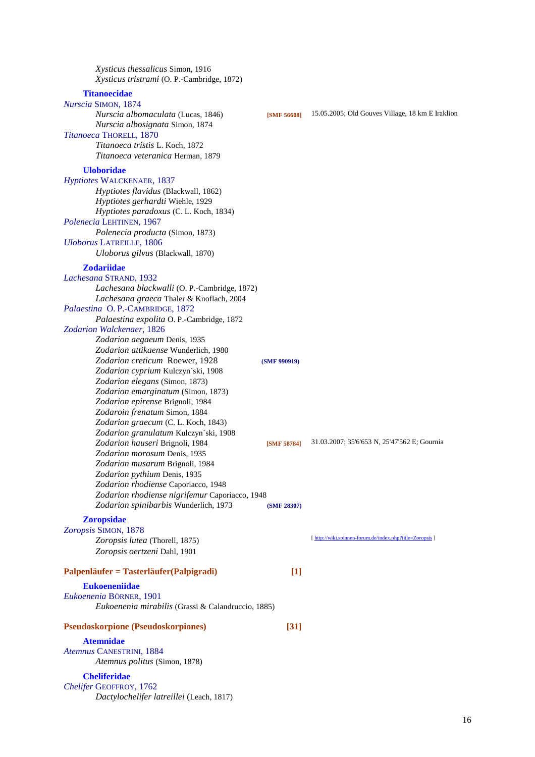*Xysticus thessalicus* Simon, 1916
*Xysticus tristrami* (O. P.-Cambridge, 1872)

**Titanoecidae**

*Nurscia* SIMON, 1874
*Nurscia albomaculata* (Lucas, 1846) **[SMF 56608]** 15.05.2005; Old Gouves Village, 18 km E Iraklion
*Nurscia albosignata* Simon, 1874

*Titanoeca* THORELL, 1870
*Titanoeca tristis* L. Koch, 1872
*Titanoeca veteranica* Herman, 1879

**Uloboridae**

*Hyptiotes* WALCKENAER, 1837
*Hyptiotes flavidus* (Blackwall, 1862)
*Hyptiotes gerhardti* Wiehle, 1929
*Hyptiotes paradoxus* (C. L. Koch, 1834)

*Polenecia* LEHTINEN, 1967
*Polenecia producta* (Simon, 1873)

*Uloborus* LATREILLE, 1806
*Uloborus gilvus* (Blackwall, 1870)

**Zodariidae**

*Lachesana* STRAND, 1932
*Lachesana blackwalli* (O. P.-Cambridge, 1872)
*Lachesana graeca* Thaler & Knoflach, 2004

*Palaestina* O. P.-CAMBRIDGE, 1872
*Palaestina expolita* O. P.-Cambridge, 1872

*Zodarion Walckenaer*, 1826
*Zodarion aegaeum* Denis, 1935
*Zodarion attikaense* Wunderlich, 1980
*Zodarion creticum* Roewer, 1928 **(SMF 990919)**
*Zodarion cyprium* Kulczyn´ski, 1908
*Zodarion elegans* (Simon, 1873)
*Zodarion emarginatum* (Simon, 1873)
*Zodarion epirense* Brignoli, 1984
*Zodaroin frenatum* Simon, 1884
*Zodarion graecum* (C. L. Koch, 1843)
*Zodarion granulatum* Kulczyn´ski, 1908
*Zodarion hauseri* Brignoli, 1984 **[SMF 58784]** 31.03.2007; 35'6'653 N, 25'47'562 E; Gournia
*Zodarion morosum* Denis, 1935
*Zodarion musarum* Brignoli, 1984
*Zodarion pythium* Denis, 1935
*Zodarion rhodiense* Caporiacco, 1948
*Zodarion rhodiense nigrifemur* Caporiacco, 1948
*Zodarion spinibarbis* Wunderlich, 1973 **(SMF 28307)**

**Zoropsidae**

*Zoropsis* SIMON, 1878
*Zoropsis lutea* (Thorell, 1875) [ http://wiki.spinnen-forum.de/index.php?title=Zoropsis ]
*Zoropsis oertzeni* Dahl, 1901

## Palpenläufer = Tasterläufer(Palpigradi) [1]

**Eukoeneniidae**

*Eukoenenia* BÖRNER, 1901
*Eukoenenia mirabilis* (Grassi & Calandruccio, 1885)

## Pseudoskorpione (Pseudoskorpiones) [31]

**Atemnidae**

*Atemnus* CANESTRINI, 1884
*Atemnus politus* (Simon, 1878)

**Cheliferidae**

*Chelifer* GEOFFROY, 1762
*Dactylochelifer latreillei* (Leach, 1817)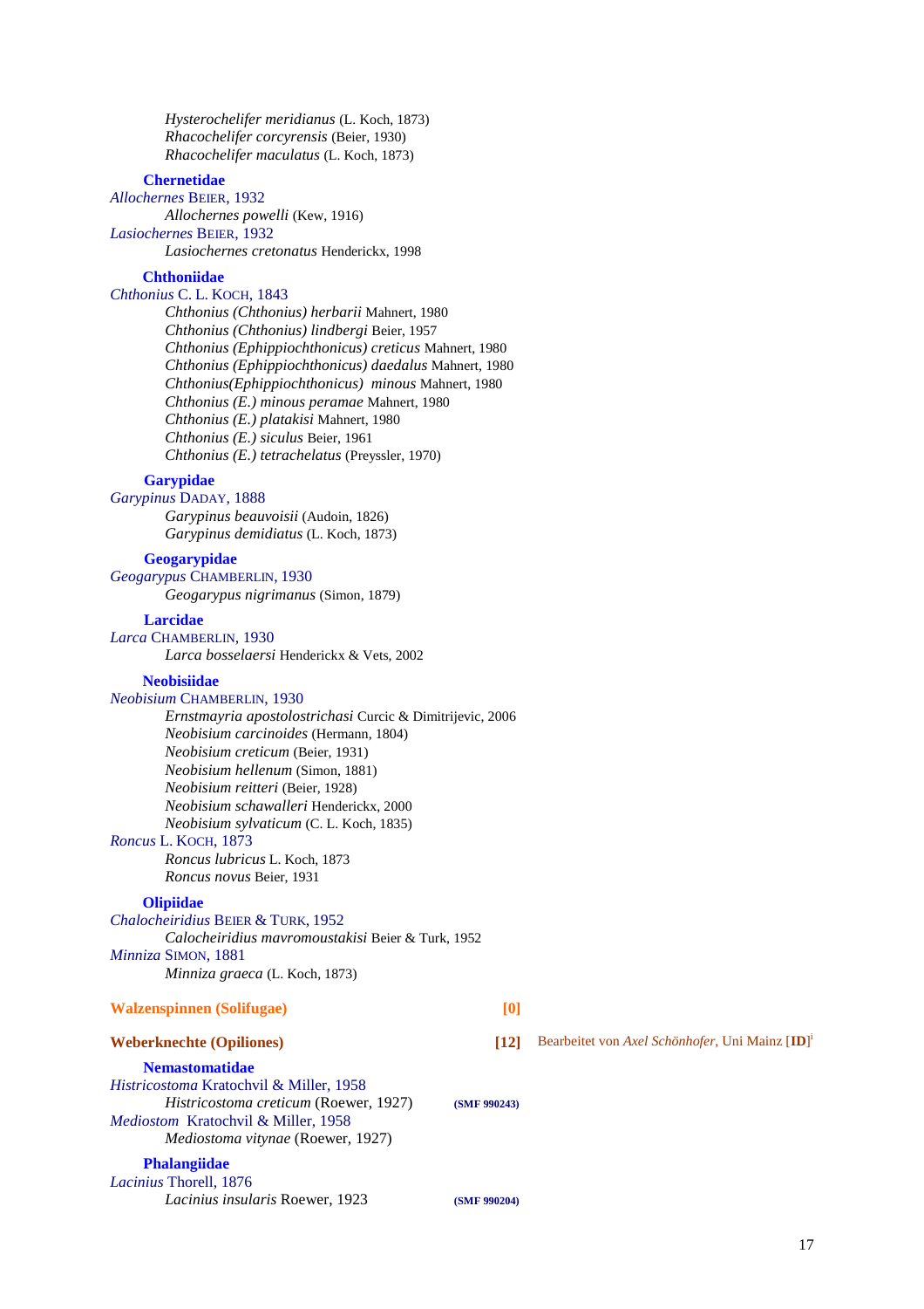*Hysterochelifer meridianus* (L. Koch, 1873)
*Rhacochelifer corcyrensis* (Beier, 1930)
*Rhacochelifer maculatus* (L. Koch, 1873)

**Chernetidae**

*Allochernes* BEIER, 1932
*Allochernes powelli* (Kew, 1916)
*Lasiochernes* BEIER, 1932
*Lasiochernes cretonatus* Henderickx, 1998

**Chthoniidae**

*Chthonius* C. L. KOCH, 1843
*Chthonius (Chthonius) herbarii* Mahnert, 1980
*Chthonius (Chthonius) lindbergi* Beier, 1957
*Chthonius (Ephippiochthonicus) creticus* Mahnert, 1980
*Chthonius (Ephippiochthonicus) daedalus* Mahnert, 1980
*Chthonius(Ephippiochthonicus) minous* Mahnert, 1980
*Chthonius (E.) minous peramae* Mahnert, 1980
*Chthonius (E.) platakisi* Mahnert, 1980
*Chthonius (E.) siculus* Beier, 1961
*Chthonius (E.) tetrachelatus* (Preyssler, 1970)

**Garypidae**

*Garypinus* DADAY, 1888
*Garypinus beauvoisii* (Audoin, 1826)
*Garypinus demidiatus* (L. Koch, 1873)

**Geogarypidae**

*Geogarypus* CHAMBERLIN, 1930
*Geogarypus nigrimanus* (Simon, 1879)

**Larcidae**

*Larca* CHAMBERLIN, 1930
*Larca bosselaersi* Henderickx & Vets, 2002

**Neobisiidae**

*Neobisium* CHAMBERLIN, 1930
*Ernstmayria apostolostrichasi* Curcic & Dimitrijevic, 2006
*Neobisium carcinoides* (Hermann, 1804)
*Neobisium creticum* (Beier, 1931)
*Neobisium hellenum* (Simon, 1881)
*Neobisium reitteri* (Beier, 1928)
*Neobisium schawalleri* Henderickx, 2000
*Neobisium sylvaticum* (C. L. Koch, 1835)
*Roncus* L. KOCH, 1873
*Roncus lubricus* L. Koch, 1873
*Roncus novus* Beier, 1931

**Olipiidae**

*Chalocheiridius* BEIER & TURK, 1952
*Calocheiridius mavromoustakisi* Beier & Turk, 1952
*Minniza* SIMON, 1881
*Minniza graeca* (L. Koch, 1873)

**Walzenspinnen (Solifugae)** **[0]**

**Weberknechte (Opiliones)** **[12]** Bearbeitet von *Axel Schönhofer*, Uni Mainz [**ID**][i]

**Nemastomatidae**

*Histricostoma* Kratochvil & Miller, 1958
*Histricostoma creticum* (Roewer, 1927) **(SMF 990243)**
*Mediostom* Kratochvil & Miller, 1958
*Mediostoma vitynae* (Roewer, 1927)

**Phalangiidae**

*Lacinius* Thorell, 1876
*Lacinius insularis* Roewer, 1923 **(SMF 990204)**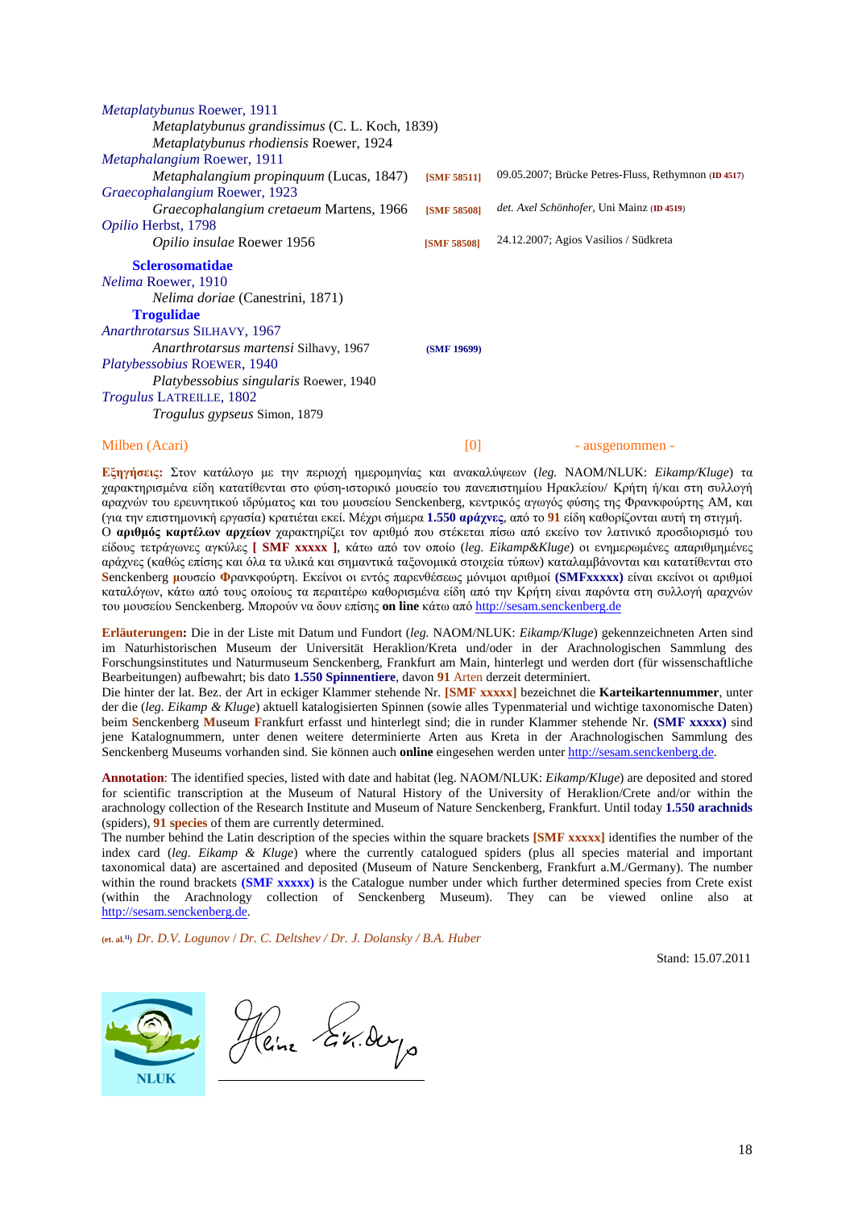*Metaplatybunus* Roewer, 1911

*Metaplatybunus grandissimus* (C. L. Koch, 1839)

*Metaplatybunus rhodiensis* Roewer, 1924

*Metaphalangium* Roewer, 1911

*Metaphalangium propinquum* (Lucas, 1847) **[SMF 58511]** 09.05.2007; Brücke Petres-Fluss, Rethymnon (**ID 4517**)

*Graecophalangium* Roewer, 1923

*Graecophalangium cretaeum* Martens, 1966 **[SMF 58508]** *det. Axel Schönhofer*, Uni Mainz (**ID 4519**)

*Opilio* Herbst, 1798

*Opilio insulae* Roewer 1956 **[SMF 58508]** 24.12.2007; Agios Vasilios / Südkreta

**Sclerosomatidae**

*Nelima* Roewer, 1910

*Nelima doriae* (Canestrini, 1871)

**Trogulidae**

*Anarthrotarsus* Silhavy, 1967

*Anarthrotarsus martensi* Silhavy, 1967 **(SMF 19699)**

*Platybessobius* Roewer, 1940

*Platybessobius singularis* Roewer, 1940

*Trogulus* Latreille, 1802

*Trogulus gypseus* Simon, 1879

Milben (Acari) [0] - ausgenommen -

**Εξηγήσεις:** Στον κατάλογο με την περιοχή ημερομηνίας και ανακαλύψεων (*leg.* NAOM/NLUK: *Eikamp/Kluge*) τα χαρακτηρισμένα είδη κατατίθενται στο φύση-ιστορικό μουσείο του πανεπιστημίου Ηρακλείου/ Κρήτη ή/και στη συλλογή αραχνών του ερευνητικού ιδρύματος και του μουσείου Senckenberg, κεντρικός αγωγός φύσης της Φρανκφούρτης AM, και (για την επιστημονική εργασία) κρατιέται εκεί. Μέχρι σήμερα **1.550 αράχνες**, από το **91** είδη καθορίζονται αυτή τη στιγμή.
Ο **αριθμός καρτέλων αρχείων** χαρακτηρίζει τον αριθμό που στέκεται πίσω από εκείνο τον λατινικό προσδιορισμό του είδους τετράγωνες αγκύλες **[ SMF xxxxx ]**, κάτω από τον οποίο (*leg. Eikamp&Kluge*) οι ενημερωμένες απαριθμημένες αράχνες (καθώς επίσης και όλα τα υλικά και σημαντικά ταξονομικά στοιχεία τύπων) καταλαμβάνονται και κατατίθενται στο **S**enckenberg **μ**ουσείο **Φ**ρανκφούρτη. Εκείνοι οι εντός παρενθέσεως μόνιμοι αριθμοί **(SMFxxxxx)** είναι εκείνοι οι αριθμοί καταλόγων, κάτω από τους οποίους τα περαιτέρω καθορισμένα είδη από την Κρήτη είναι παρόντα στη συλλογή αραχνών του μουσείου Senckenberg. Μπορούν να δουν επίσης **on line** κάτω από http://sesam.senckenberg.de

**Erläuterungen:** Die in der Liste mit Datum und Fundort (*leg.* NAOM/NLUK: *Eikamp/Kluge*) gekennzeichneten Arten sind im Naturhistorischen Museum der Universität Heraklion/Kreta und/oder in der Arachnologischen Sammlung des Forschungsinstitutes und Naturmuseum Senckenberg, Frankfurt am Main, hinterlegt und werden dort (für wissenschaftliche Bearbeitungen) aufbewahrt; bis dato **1.550 Spinnentiere**, davon **91** Arten derzeit determiniert.
Die hinter der lat. Bez. der Art in eckiger Klammer stehende Nr. **[SMF xxxxx]** bezeichnet die **Karteikartennummer**, unter der die (*leg. Eikamp & Kluge*) aktuell katalogisierten Spinnen (sowie alles Typenmaterial und wichtige taxonomische Daten) beim **S**enckenberg **M**useum **F**rankfurt erfasst und hinterlegt sind; die in runder Klammer stehende Nr. **(SMF xxxxx)** sind jene Katalognummern, unter denen weitere determinierte Arten aus Kreta in der Arachnologischen Sammlung des Senckenberg Museums vorhanden sind. Sie können auch **online** eingesehen werden unter http://sesam.senckenberg.de.

**Annotation**: The identified species, listed with date and habitat (leg. NAOM/NLUK: *Eikamp/Kluge*) are deposited and stored for scientific transcription at the Museum of Natural History of the University of Heraklion/Crete and/or the arachnology collection of the Research Institute and Museum of Nature Senckenberg, Frankfurt. Until today **1.550 arachnids** (spiders), **91 species** of them are currently determined.
The number behind the Latin description of the species within the square brackets **[SMF xxxxx]** identifies the number of the index card (*leg. Eikamp & Kluge*) where the currently catalogued spiders (plus all species material and important taxonomical data) are ascertained and deposited (Museum of Nature Senckenberg, Frankfurt a.M./Germany). The number within the round brackets **(SMF xxxxx)** is the Catalogue number under which further determined species from Crete exist (within the Arachnology collection of Senckenberg Museum). They can be viewed online also at http://sesam.senckenberg.de.

(et. al.[1]) *Dr. D.V. Logunov / Dr. C. Deltshev / Dr. J. Dolansky / B.A. Huber*

Stand: 15.07.2011

NLUK